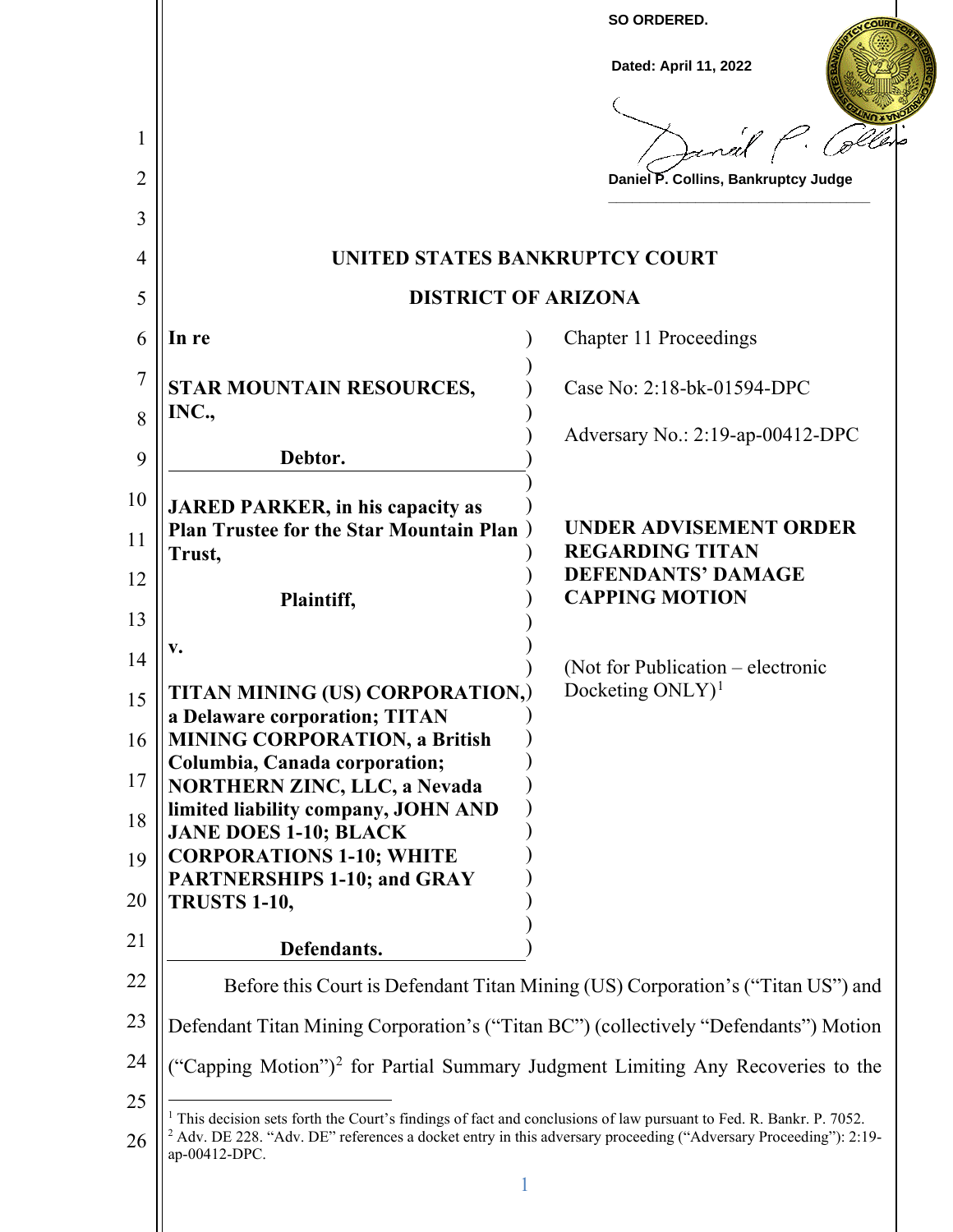**SO ORDERED.**

**Dated: April 11, 2022**

**Daniel P. Collins, Bankruptcy Judge**

# UNITED STATES BANKRUPTCY COURT

## DISTRICT OF ARIZONA

| | |
|---|---|
| **In re** | Chapter 11 Proceedings |
| **STAR MOUNTAIN RESOURCES, INC.,** | Case No: 2:18-bk-01594-DPC |
| **Debtor.** | Adversary No.: 2:19-ap-00412-DPC |
| **JARED PARKER, in his capacity as Plan Trustee for the Star Mountain Plan Trust,** | **UNDER ADVISEMENT ORDER REGARDING TITAN DEFENDANTS' DAMAGE CAPPING MOTION** |
| **Plaintiff,** | |
| **v.** | (Not for Publication – electronic Docketing ONLY)[1] |
| **TITAN MINING (US) CORPORATION, a Delaware corporation; TITAN MINING CORPORATION, a British Columbia, Canada corporation; NORTHERN ZINC, LLC, a Nevada limited liability company, JOHN AND JANE DOES 1-10; BLACK CORPORATIONS 1-10; WHITE PARTNERSHIPS 1-10; and GRAY TRUSTS 1-10,** | |
| **Defendants.** | |

Before this Court is Defendant Titan Mining (US) Corporation's ("Titan US") and Defendant Titan Mining Corporation's ("Titan BC") (collectively "Defendants") Motion ("Capping Motion")[2] for Partial Summary Judgment Limiting Any Recoveries to the

---

[1] This decision sets forth the Court's findings of fact and conclusions of law pursuant to Fed. R. Bankr. P. 7052.

[2] Adv. DE 228. "Adv. DE" references a docket entry in this adversary proceeding ("Adversary Proceeding"): 2:19-ap-00412-DPC.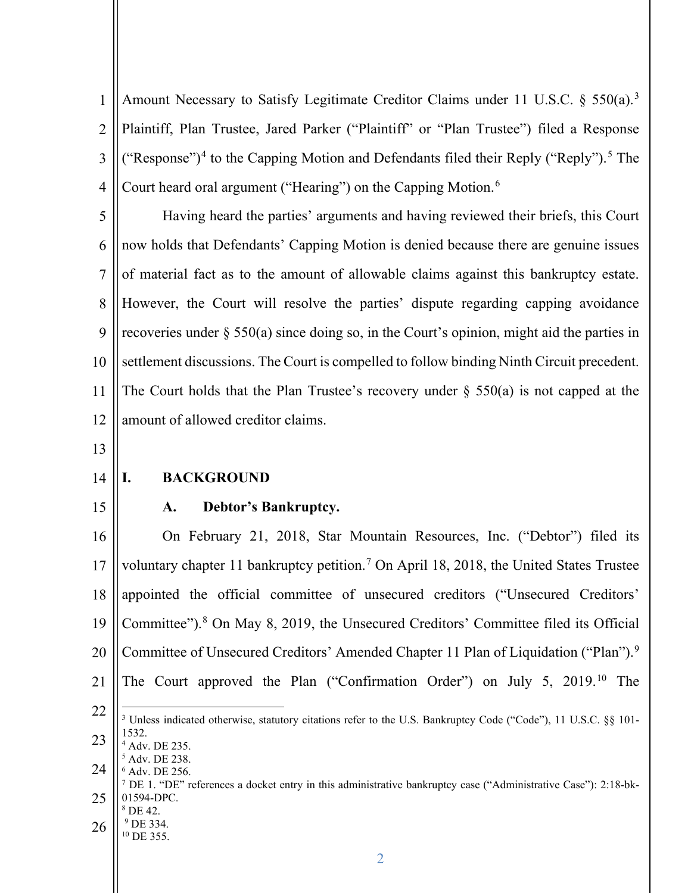Amount Necessary to Satisfy Legitimate Creditor Claims under 11 U.S.C. § 550(a).[3] Plaintiff, Plan Trustee, Jared Parker ("Plaintiff" or "Plan Trustee") filed a Response ("Response")[4] to the Capping Motion and Defendants filed their Reply ("Reply").[5] The Court heard oral argument ("Hearing") on the Capping Motion.[6]

Having heard the parties' arguments and having reviewed their briefs, this Court now holds that Defendants' Capping Motion is denied because there are genuine issues of material fact as to the amount of allowable claims against this bankruptcy estate. However, the Court will resolve the parties' dispute regarding capping avoidance recoveries under § 550(a) since doing so, in the Court's opinion, might aid the parties in settlement discussions. The Court is compelled to follow binding Ninth Circuit precedent. The Court holds that the Plan Trustee's recovery under § 550(a) is not capped at the amount of allowed creditor claims.

## I. BACKGROUND

### A. Debtor's Bankruptcy.

On February 21, 2018, Star Mountain Resources, Inc. ("Debtor") filed its voluntary chapter 11 bankruptcy petition.[7] On April 18, 2018, the United States Trustee appointed the official committee of unsecured creditors ("Unsecured Creditors' Committee").[8] On May 8, 2019, the Unsecured Creditors' Committee filed its Official Committee of Unsecured Creditors' Amended Chapter 11 Plan of Liquidation ("Plan").[9] The Court approved the Plan ("Confirmation Order") on July 5, 2019.[10] The

---

[3] Unless indicated otherwise, statutory citations refer to the U.S. Bankruptcy Code ("Code"), 11 U.S.C. §§ 101-1532.

[4] Adv. DE 235.

[5] Adv. DE 238.

[6] Adv. DE 256.

[7] DE 1. "DE" references a docket entry in this administrative bankruptcy case ("Administrative Case"): 2:18-bk-01594-DPC.

[8] DE 42.

[9] DE 334.

[10] DE 355.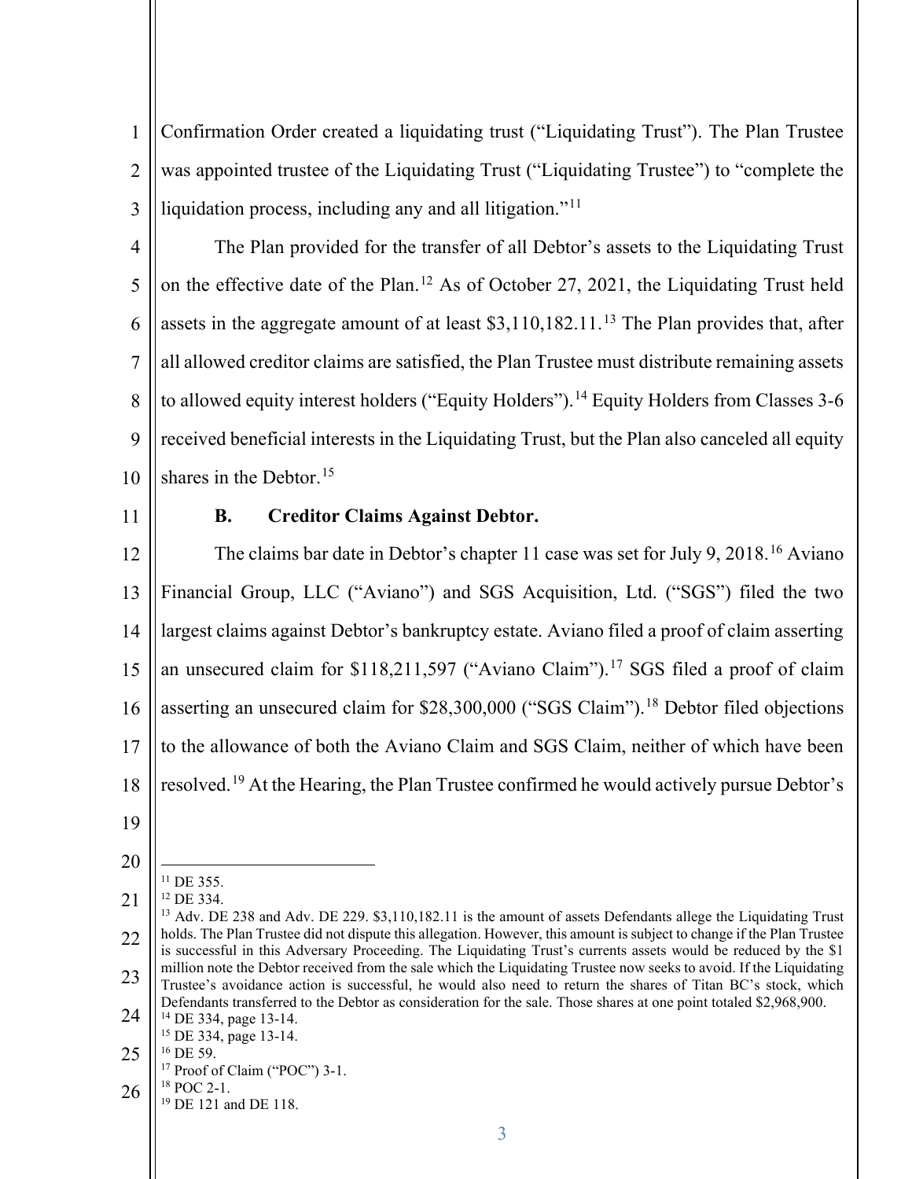Confirmation Order created a liquidating trust ("Liquidating Trust"). The Plan Trustee was appointed trustee of the Liquidating Trust ("Liquidating Trustee") to "complete the liquidation process, including any and all litigation."[11]

The Plan provided for the transfer of all Debtor's assets to the Liquidating Trust on the effective date of the Plan.[12] As of October 27, 2021, the Liquidating Trust held assets in the aggregate amount of at least $3,110,182.11.[13] The Plan provides that, after all allowed creditor claims are satisfied, the Plan Trustee must distribute remaining assets to allowed equity interest holders ("Equity Holders").[14] Equity Holders from Classes 3-6 received beneficial interests in the Liquidating Trust, but the Plan also canceled all equity shares in the Debtor.[15]

### B. Creditor Claims Against Debtor.

The claims bar date in Debtor's chapter 11 case was set for July 9, 2018.[16] Aviano Financial Group, LLC ("Aviano") and SGS Acquisition, Ltd. ("SGS") filed the two largest claims against Debtor's bankruptcy estate. Aviano filed a proof of claim asserting an unsecured claim for $118,211,597 ("Aviano Claim").[17] SGS filed a proof of claim asserting an unsecured claim for $28,300,000 ("SGS Claim").[18] Debtor filed objections to the allowance of both the Aviano Claim and SGS Claim, neither of which have been resolved.[19] At the Hearing, the Plan Trustee confirmed he would actively pursue Debtor's

---

[11] DE 355.

[12] DE 334.

[13] Adv. DE 238 and Adv. DE 229. $3,110,182.11 is the amount of assets Defendants allege the Liquidating Trust holds. The Plan Trustee did not dispute this allegation. However, this amount is subject to change if the Plan Trustee is successful in this Adversary Proceeding. The Liquidating Trust's currents assets would be reduced by the $1 million note the Debtor received from the sale which the Liquidating Trustee now seeks to avoid. If the Liquidating Trustee's avoidance action is successful, he would also need to return the shares of Titan BC's stock, which Defendants transferred to the Debtor as consideration for the sale. Those shares at one point totaled $2,968,900.

[14] DE 334, page 13-14.

[15] DE 334, page 13-14.

[16] DE 59.

[17] Proof of Claim ("POC") 3-1.

[18] POC 2-1.

[19] DE 121 and DE 118.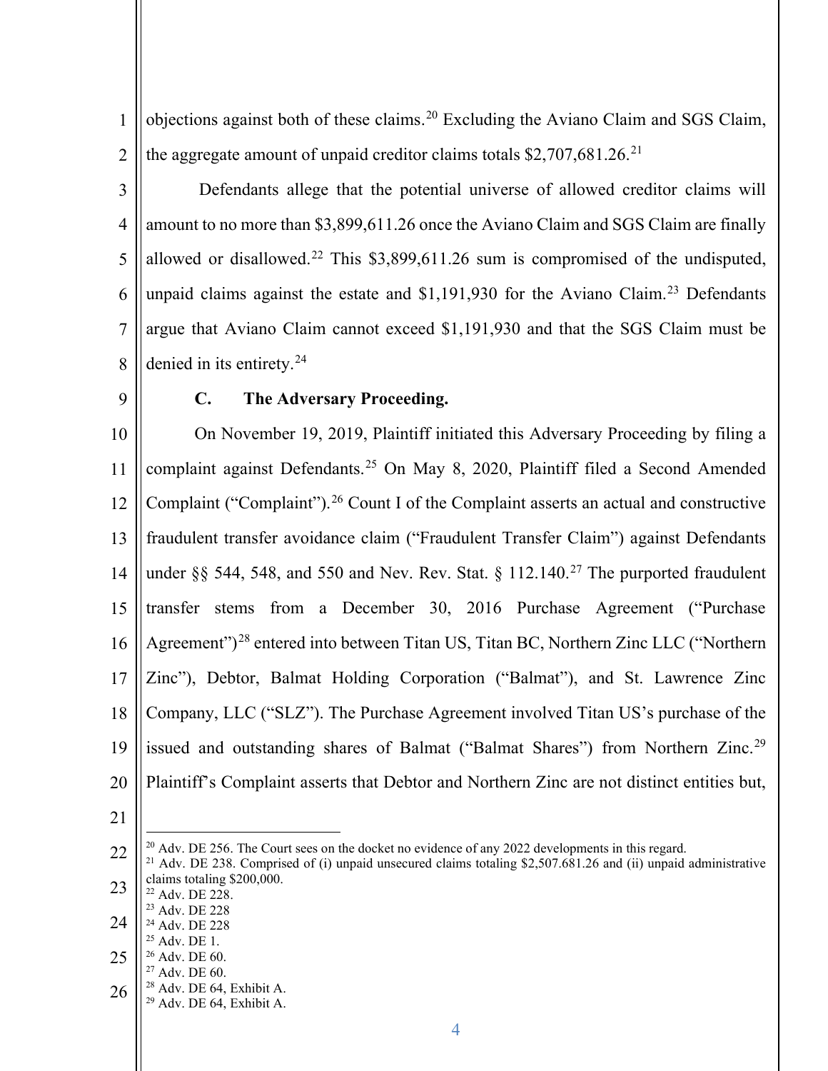objections against both of these claims.[20] Excluding the Aviano Claim and SGS Claim, the aggregate amount of unpaid creditor claims totals $2,707,681.26.[21]

Defendants allege that the potential universe of allowed creditor claims will amount to no more than $3,899,611.26 once the Aviano Claim and SGS Claim are finally allowed or disallowed.[22] This $3,899,611.26 sum is compromised of the undisputed, unpaid claims against the estate and $1,191,930 for the Aviano Claim.[23] Defendants argue that Aviano Claim cannot exceed $1,191,930 and that the SGS Claim must be denied in its entirety.[24]

### C. The Adversary Proceeding.

On November 19, 2019, Plaintiff initiated this Adversary Proceeding by filing a complaint against Defendants.[25] On May 8, 2020, Plaintiff filed a Second Amended Complaint ("Complaint").[26] Count I of the Complaint asserts an actual and constructive fraudulent transfer avoidance claim ("Fraudulent Transfer Claim") against Defendants under §§ 544, 548, and 550 and Nev. Rev. Stat. § 112.140.[27] The purported fraudulent transfer stems from a December 30, 2016 Purchase Agreement ("Purchase Agreement")[28] entered into between Titan US, Titan BC, Northern Zinc LLC ("Northern Zinc"), Debtor, Balmat Holding Corporation ("Balmat"), and St. Lawrence Zinc Company, LLC ("SLZ"). The Purchase Agreement involved Titan US's purchase of the issued and outstanding shares of Balmat ("Balmat Shares") from Northern Zinc.[29] Plaintiff's Complaint asserts that Debtor and Northern Zinc are not distinct entities but,

---

[20] Adv. DE 256. The Court sees on the docket no evidence of any 2022 developments in this regard.

[21] Adv. DE 238. Comprised of (i) unpaid unsecured claims totaling $2,507.681.26 and (ii) unpaid administrative claims totaling $200,000.

[22] Adv. DE 228.

[23] Adv. DE 228

[24] Adv. DE 228

[25] Adv. DE 1.

[26] Adv. DE 60.

[27] Adv. DE 60.

[28] Adv. DE 64, Exhibit A.

[29] Adv. DE 64, Exhibit A.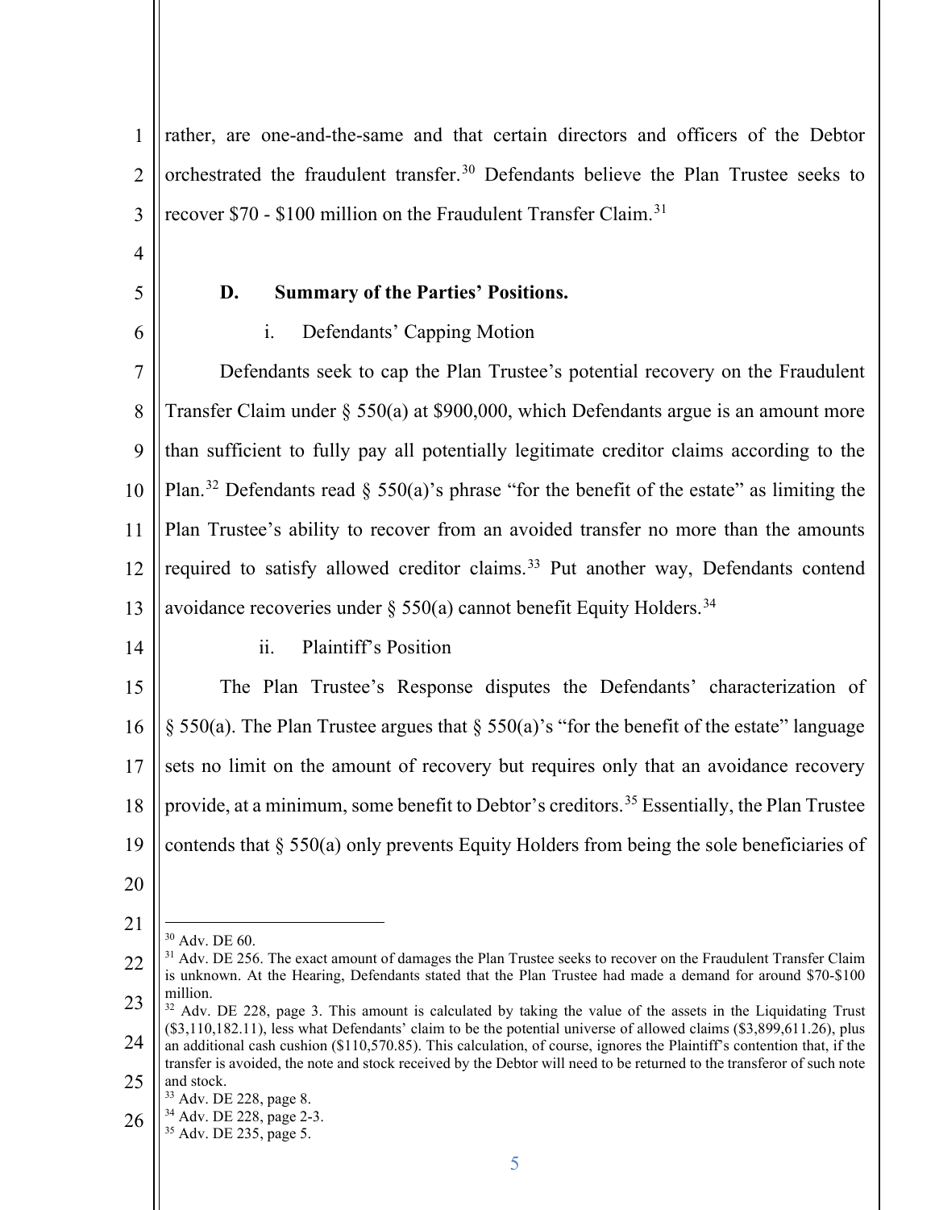rather, are one-and-the-same and that certain directors and officers of the Debtor orchestrated the fraudulent transfer.[30] Defendants believe the Plan Trustee seeks to recover $70 - $100 million on the Fraudulent Transfer Claim.[31]

**D. Summary of the Parties' Positions.**

i. Defendants' Capping Motion

Defendants seek to cap the Plan Trustee's potential recovery on the Fraudulent Transfer Claim under § 550(a) at $900,000, which Defendants argue is an amount more than sufficient to fully pay all potentially legitimate creditor claims according to the Plan.[32] Defendants read § 550(a)'s phrase "for the benefit of the estate" as limiting the Plan Trustee's ability to recover from an avoided transfer no more than the amounts required to satisfy allowed creditor claims.[33] Put another way, Defendants contend avoidance recoveries under § 550(a) cannot benefit Equity Holders.[34]

ii. Plaintiff's Position

The Plan Trustee's Response disputes the Defendants' characterization of § 550(a). The Plan Trustee argues that § 550(a)'s "for the benefit of the estate" language sets no limit on the amount of recovery but requires only that an avoidance recovery provide, at a minimum, some benefit to Debtor's creditors.[35] Essentially, the Plan Trustee contends that § 550(a) only prevents Equity Holders from being the sole beneficiaries of

---

[30] Adv. DE 60.

[31] Adv. DE 256. The exact amount of damages the Plan Trustee seeks to recover on the Fraudulent Transfer Claim is unknown. At the Hearing, Defendants stated that the Plan Trustee had made a demand for around $70-$100 million.

[32] Adv. DE 228, page 3. This amount is calculated by taking the value of the assets in the Liquidating Trust ($3,110,182.11), less what Defendants' claim to be the potential universe of allowed claims ($3,899,611.26), plus an additional cash cushion ($110,570.85). This calculation, of course, ignores the Plaintiff's contention that, if the transfer is avoided, the note and stock received by the Debtor will need to be returned to the transferor of such note and stock.

[33] Adv. DE 228, page 8.

[34] Adv. DE 228, page 2-3.

[35] Adv. DE 235, page 5.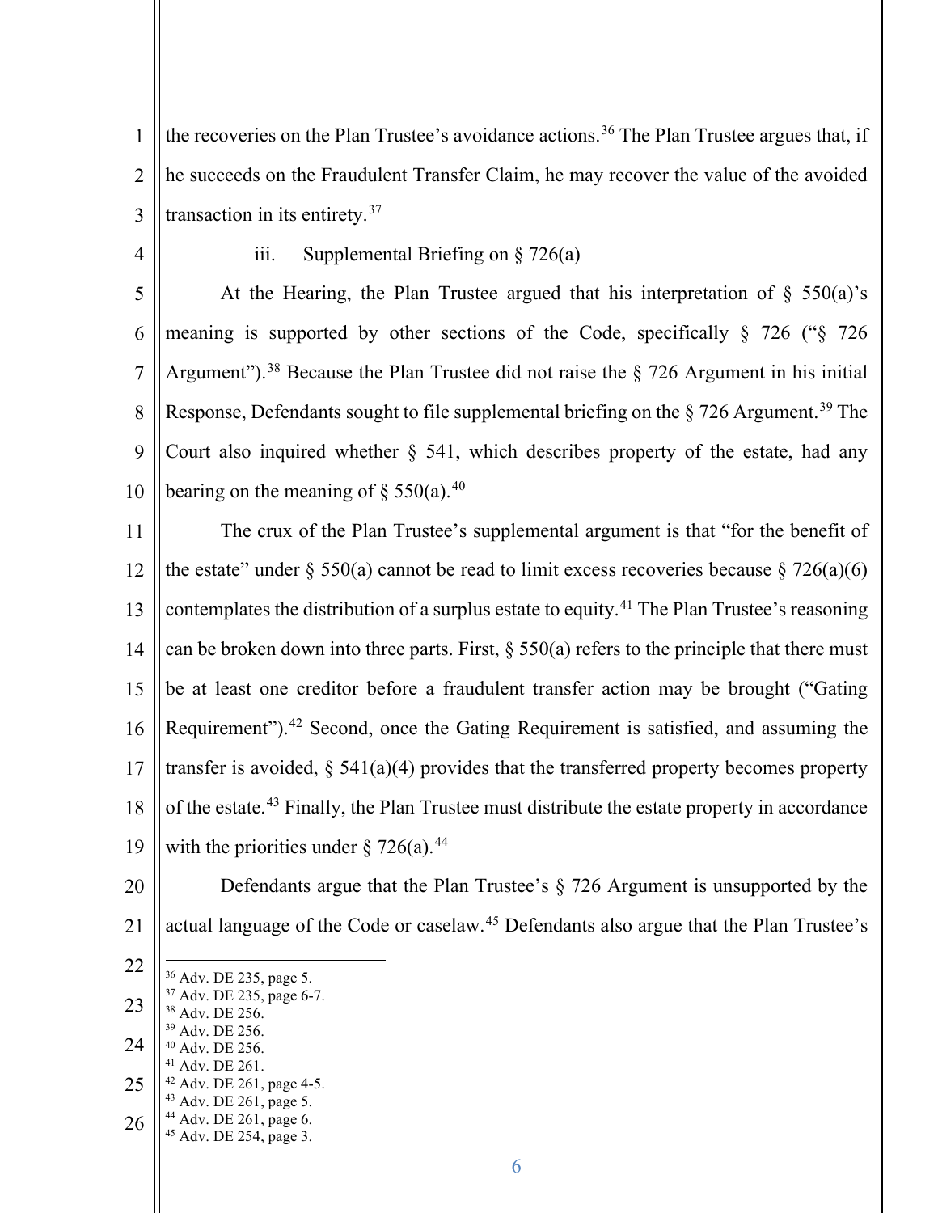the recoveries on the Plan Trustee's avoidance actions.[36] The Plan Trustee argues that, if he succeeds on the Fraudulent Transfer Claim, he may recover the value of the avoided transaction in its entirety.[37]

iii. Supplemental Briefing on § 726(a)

At the Hearing, the Plan Trustee argued that his interpretation of § 550(a)'s meaning is supported by other sections of the Code, specifically § 726 ("§ 726 Argument").[38] Because the Plan Trustee did not raise the § 726 Argument in his initial Response, Defendants sought to file supplemental briefing on the § 726 Argument.[39] The Court also inquired whether § 541, which describes property of the estate, had any bearing on the meaning of § 550(a).[40]

The crux of the Plan Trustee's supplemental argument is that "for the benefit of the estate" under § 550(a) cannot be read to limit excess recoveries because § 726(a)(6) contemplates the distribution of a surplus estate to equity.[41] The Plan Trustee's reasoning can be broken down into three parts. First, § 550(a) refers to the principle that there must be at least one creditor before a fraudulent transfer action may be brought ("Gating Requirement").[42] Second, once the Gating Requirement is satisfied, and assuming the transfer is avoided, § 541(a)(4) provides that the transferred property becomes property of the estate.[43] Finally, the Plan Trustee must distribute the estate property in accordance with the priorities under § 726(a).[44]

Defendants argue that the Plan Trustee's § 726 Argument is unsupported by the actual language of the Code or caselaw.[45] Defendants also argue that the Plan Trustee's

---

[36] Adv. DE 235, page 5.
[37] Adv. DE 235, page 6-7.
[38] Adv. DE 256.
[39] Adv. DE 256.
[40] Adv. DE 256.
[41] Adv. DE 261.
[42] Adv. DE 261, page 4-5.
[43] Adv. DE 261, page 5.
[44] Adv. DE 261, page 6.
[45] Adv. DE 254, page 3.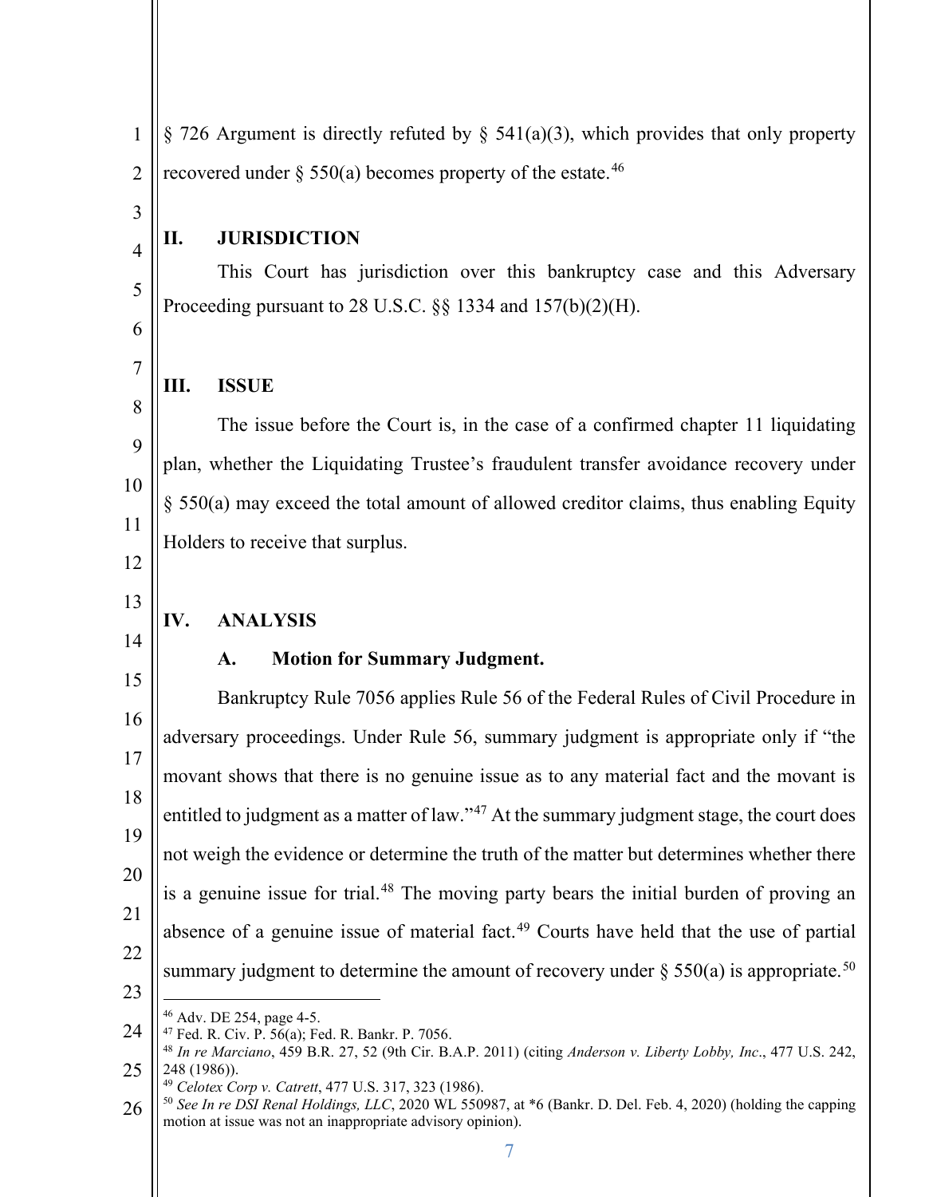§ 726 Argument is directly refuted by § 541(a)(3), which provides that only property recovered under § 550(a) becomes property of the estate.[46]

## II. JURISDICTION

This Court has jurisdiction over this bankruptcy case and this Adversary Proceeding pursuant to 28 U.S.C. §§ 1334 and 157(b)(2)(H).

## III. ISSUE

The issue before the Court is, in the case of a confirmed chapter 11 liquidating plan, whether the Liquidating Trustee's fraudulent transfer avoidance recovery under § 550(a) may exceed the total amount of allowed creditor claims, thus enabling Equity Holders to receive that surplus.

## IV. ANALYSIS

### A. Motion for Summary Judgment.

Bankruptcy Rule 7056 applies Rule 56 of the Federal Rules of Civil Procedure in adversary proceedings. Under Rule 56, summary judgment is appropriate only if "the movant shows that there is no genuine issue as to any material fact and the movant is entitled to judgment as a matter of law."[47] At the summary judgment stage, the court does not weigh the evidence or determine the truth of the matter but determines whether there is a genuine issue for trial.[48] The moving party bears the initial burden of proving an absence of a genuine issue of material fact.[49] Courts have held that the use of partial summary judgment to determine the amount of recovery under § 550(a) is appropriate.[50]

---

[46] Adv. DE 254, page 4-5.

[47] Fed. R. Civ. P. 56(a); Fed. R. Bankr. P. 7056.

[48] *In re Marciano*, 459 B.R. 27, 52 (9th Cir. B.A.P. 2011) (citing *Anderson v. Liberty Lobby, Inc*., 477 U.S. 242, 248 (1986)).

[49] *Celotex Corp v. Catrett*, 477 U.S. 317, 323 (1986).

[50] *See In re DSI Renal Holdings, LLC*, 2020 WL 550987, at *6 (Bankr. D. Del. Feb. 4, 2020) (holding the capping motion at issue was not an inappropriate advisory opinion).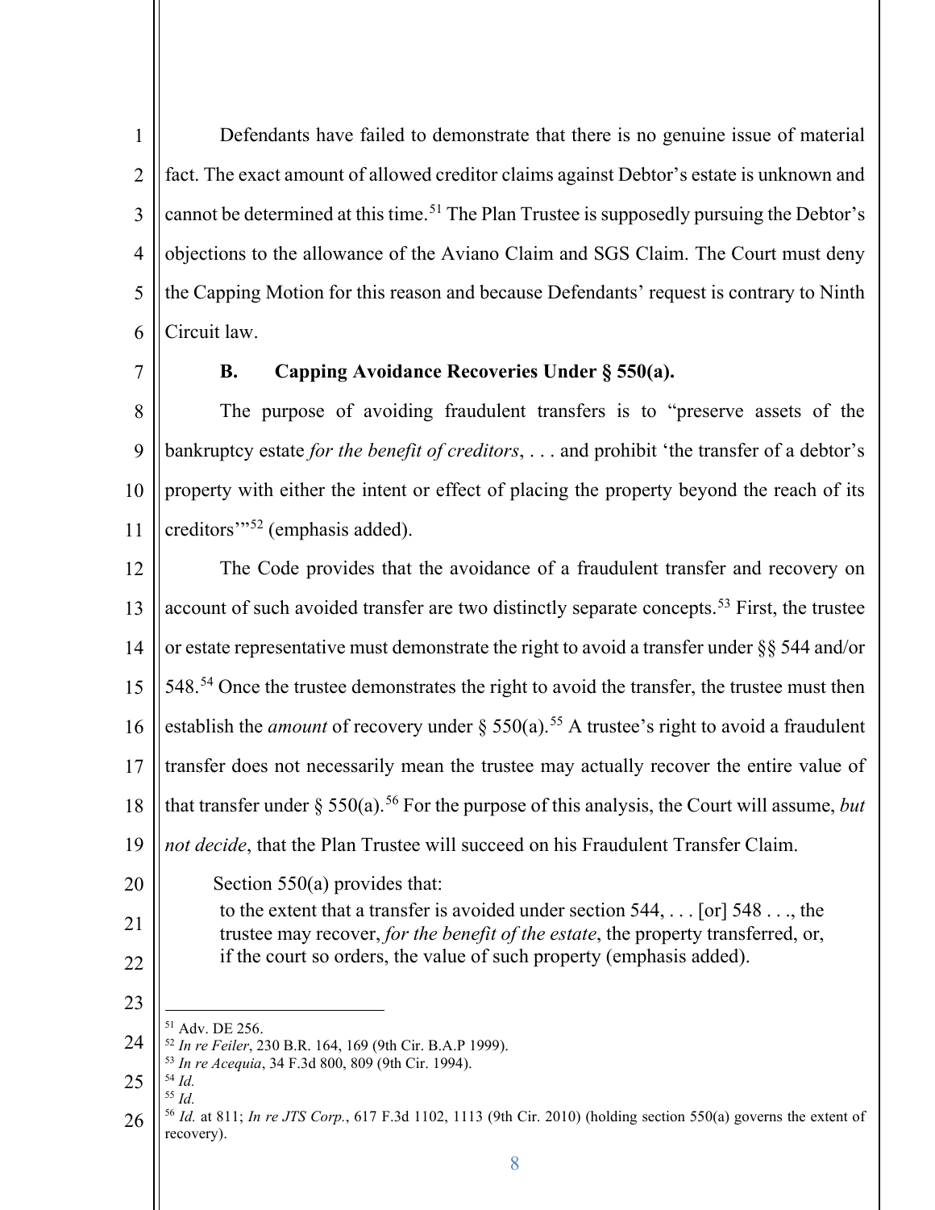Defendants have failed to demonstrate that there is no genuine issue of material fact. The exact amount of allowed creditor claims against Debtor's estate is unknown and cannot be determined at this time.[51] The Plan Trustee is supposedly pursuing the Debtor's objections to the allowance of the Aviano Claim and SGS Claim. The Court must deny the Capping Motion for this reason and because Defendants' request is contrary to Ninth Circuit law.

**B. Capping Avoidance Recoveries Under § 550(a).**

The purpose of avoiding fraudulent transfers is to "preserve assets of the bankruptcy estate *for the benefit of creditors*, . . . and prohibit 'the transfer of a debtor's property with either the intent or effect of placing the property beyond the reach of its creditors'"[52] (emphasis added).

The Code provides that the avoidance of a fraudulent transfer and recovery on account of such avoided transfer are two distinctly separate concepts.[53] First, the trustee or estate representative must demonstrate the right to avoid a transfer under §§ 544 and/or 548.[54] Once the trustee demonstrates the right to avoid the transfer, the trustee must then establish the *amount* of recovery under § 550(a).[55] A trustee's right to avoid a fraudulent transfer does not necessarily mean the trustee may actually recover the entire value of that transfer under § 550(a).[56] For the purpose of this analysis, the Court will assume, *but not decide*, that the Plan Trustee will succeed on his Fraudulent Transfer Claim.

Section 550(a) provides that:

> to the extent that a transfer is avoided under section 544, . . . [or] 548 . . ., the trustee may recover, *for the benefit of the estate*, the property transferred, or, if the court so orders, the value of such property (emphasis added).

---

[51] Adv. DE 256.

[52] *In re Feiler*, 230 B.R. 164, 169 (9th Cir. B.A.P 1999).

[53] *In re Acequia*, 34 F.3d 800, 809 (9th Cir. 1994).

[54] *Id.*

[55] *Id.*

[56] *Id.* at 811; *In re JTS Corp.*, 617 F.3d 1102, 1113 (9th Cir. 2010) (holding section 550(a) governs the extent of recovery).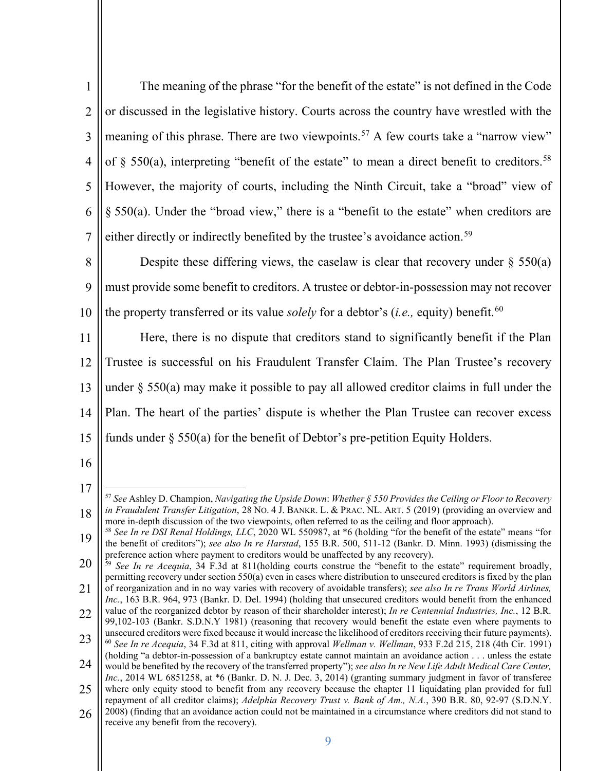The meaning of the phrase "for the benefit of the estate" is not defined in the Code or discussed in the legislative history. Courts across the country have wrestled with the meaning of this phrase. There are two viewpoints.[57] A few courts take a "narrow view" of § 550(a), interpreting "benefit of the estate" to mean a direct benefit to creditors.[58] However, the majority of courts, including the Ninth Circuit, take a "broad" view of § 550(a). Under the "broad view," there is a "benefit to the estate" when creditors are either directly or indirectly benefited by the trustee's avoidance action.[59]

Despite these differing views, the caselaw is clear that recovery under § 550(a) must provide some benefit to creditors. A trustee or debtor-in-possession may not recover the property transferred or its value *solely* for a debtor's (*i.e.,* equity) benefit.[60]

Here, there is no dispute that creditors stand to significantly benefit if the Plan Trustee is successful on his Fraudulent Transfer Claim. The Plan Trustee's recovery under § 550(a) may make it possible to pay all allowed creditor claims in full under the Plan. The heart of the parties' dispute is whether the Plan Trustee can recover excess funds under § 550(a) for the benefit of Debtor's pre-petition Equity Holders.

---

[57] *See* Ashley D. Champion, *Navigating the Upside Down*: *Whether § 550 Provides the Ceiling or Floor to Recovery in Fraudulent Transfer Litigation*, 28 No. 4 J. Bankr. L. & Prac. NL. Art. 5 (2019) (providing an overview and more in-depth discussion of the two viewpoints, often referred to as the ceiling and floor approach).

[58] *See In re DSI Renal Holdings, LLC*, 2020 WL 550987, at *6 (holding "for the benefit of the estate" means "for the benefit of creditors"); *see also In re Harstad*, 155 B.R. 500, 511-12 (Bankr. D. Minn. 1993) (dismissing the preference action where payment to creditors would be unaffected by any recovery).

[59] *See In re Acequia*, 34 F.3d at 811(holding courts construe the "benefit to the estate" requirement broadly, permitting recovery under section 550(a) even in cases where distribution to unsecured creditors is fixed by the plan of reorganization and in no way varies with recovery of avoidable transfers); *see also In re Trans World Airlines, Inc.*, 163 B.R. 964, 973 (Bankr. D. Del. 1994) (holding that unsecured creditors would benefit from the enhanced value of the reorganized debtor by reason of their shareholder interest); *In re Centennial Industries, Inc.*, 12 B.R. 99,102-103 (Bankr. S.D.N.Y 1981) (reasoning that recovery would benefit the estate even where payments to unsecured creditors were fixed because it would increase the likelihood of creditors receiving their future payments).

[60] *See In re Acequia*, 34 F.3d at 811, citing with approval *Wellman v. Wellman*, 933 F.2d 215, 218 (4th Cir. 1991) (holding "a debtor-in-possession of a bankruptcy estate cannot maintain an avoidance action . . . unless the estate would be benefited by the recovery of the transferred property"); *see also In re New Life Adult Medical Care Center, Inc.*, 2014 WL 6851258, at *6 (Bankr. D. N. J. Dec. 3, 2014) (granting summary judgment in favor of transferee where only equity stood to benefit from any recovery because the chapter 11 liquidating plan provided for full repayment of all creditor claims); *Adelphia Recovery Trust v. Bank of Am., N.A.*, 390 B.R. 80, 92-97 (S.D.N.Y. 2008) (finding that an avoidance action could not be maintained in a circumstance where creditors did not stand to receive any benefit from the recovery).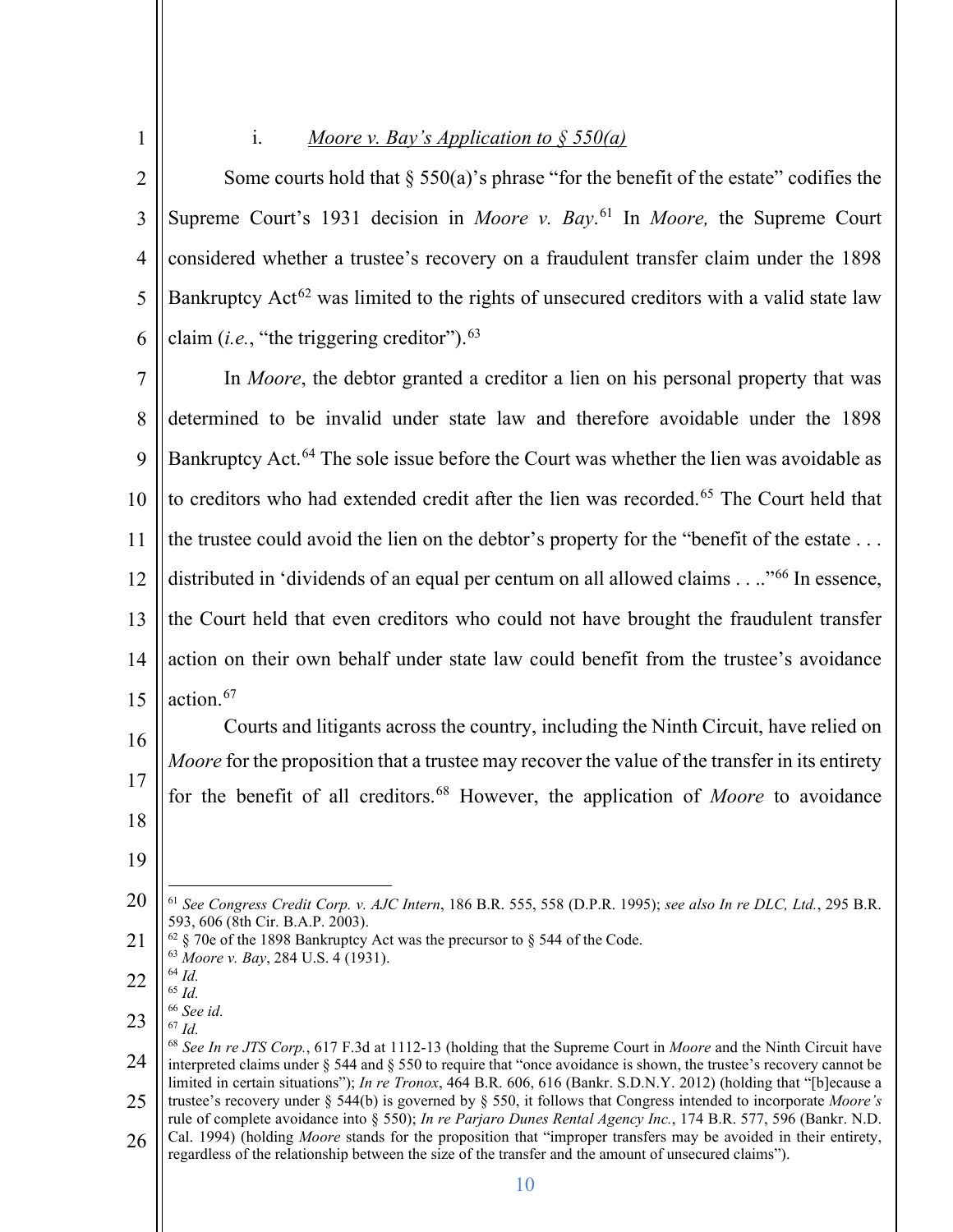### i. *Moore v. Bay's Application to § 550(a)*

Some courts hold that § 550(a)'s phrase "for the benefit of the estate" codifies the Supreme Court's 1931 decision in *Moore v. Bay*.[61] In *Moore,* the Supreme Court considered whether a trustee's recovery on a fraudulent transfer claim under the 1898 Bankruptcy Act[62] was limited to the rights of unsecured creditors with a valid state law claim (*i.e.*, "the triggering creditor").[63]

In *Moore*, the debtor granted a creditor a lien on his personal property that was determined to be invalid under state law and therefore avoidable under the 1898 Bankruptcy Act.[64] The sole issue before the Court was whether the lien was avoidable as to creditors who had extended credit after the lien was recorded.[65] The Court held that the trustee could avoid the lien on the debtor's property for the "benefit of the estate . . . distributed in 'dividends of an equal per centum on all allowed claims . . ..'"[66] In essence, the Court held that even creditors who could not have brought the fraudulent transfer action on their own behalf under state law could benefit from the trustee's avoidance action.[67]

Courts and litigants across the country, including the Ninth Circuit, have relied on *Moore* for the proposition that a trustee may recover the value of the transfer in its entirety for the benefit of all creditors.[68] However, the application of *Moore* to avoidance

---

[61] *See Congress Credit Corp. v. AJC Intern*, 186 B.R. 555, 558 (D.P.R. 1995); *see also In re DLC, Ltd.*, 295 B.R. 593, 606 (8th Cir. B.A.P. 2003).

[62] § 70e of the 1898 Bankruptcy Act was the precursor to § 544 of the Code.

[63] *Moore v. Bay*, 284 U.S. 4 (1931).

[64] *Id.*

[65] *Id.*

[66] *See id.*

[67] *Id.*

[68] *See In re JTS Corp.*, 617 F.3d at 1112-13 (holding that the Supreme Court in *Moore* and the Ninth Circuit have interpreted claims under § 544 and § 550 to require that "once avoidance is shown, the trustee's recovery cannot be limited in certain situations"); *In re Tronox*, 464 B.R. 606, 616 (Bankr. S.D.N.Y. 2012) (holding that "[b]ecause a trustee's recovery under § 544(b) is governed by § 550, it follows that Congress intended to incorporate *Moore's* rule of complete avoidance into § 550); *In re Parjaro Dunes Rental Agency Inc.*, 174 B.R. 577, 596 (Bankr. N.D. Cal. 1994) (holding *Moore* stands for the proposition that "improper transfers may be avoided in their entirety, regardless of the relationship between the size of the transfer and the amount of unsecured claims").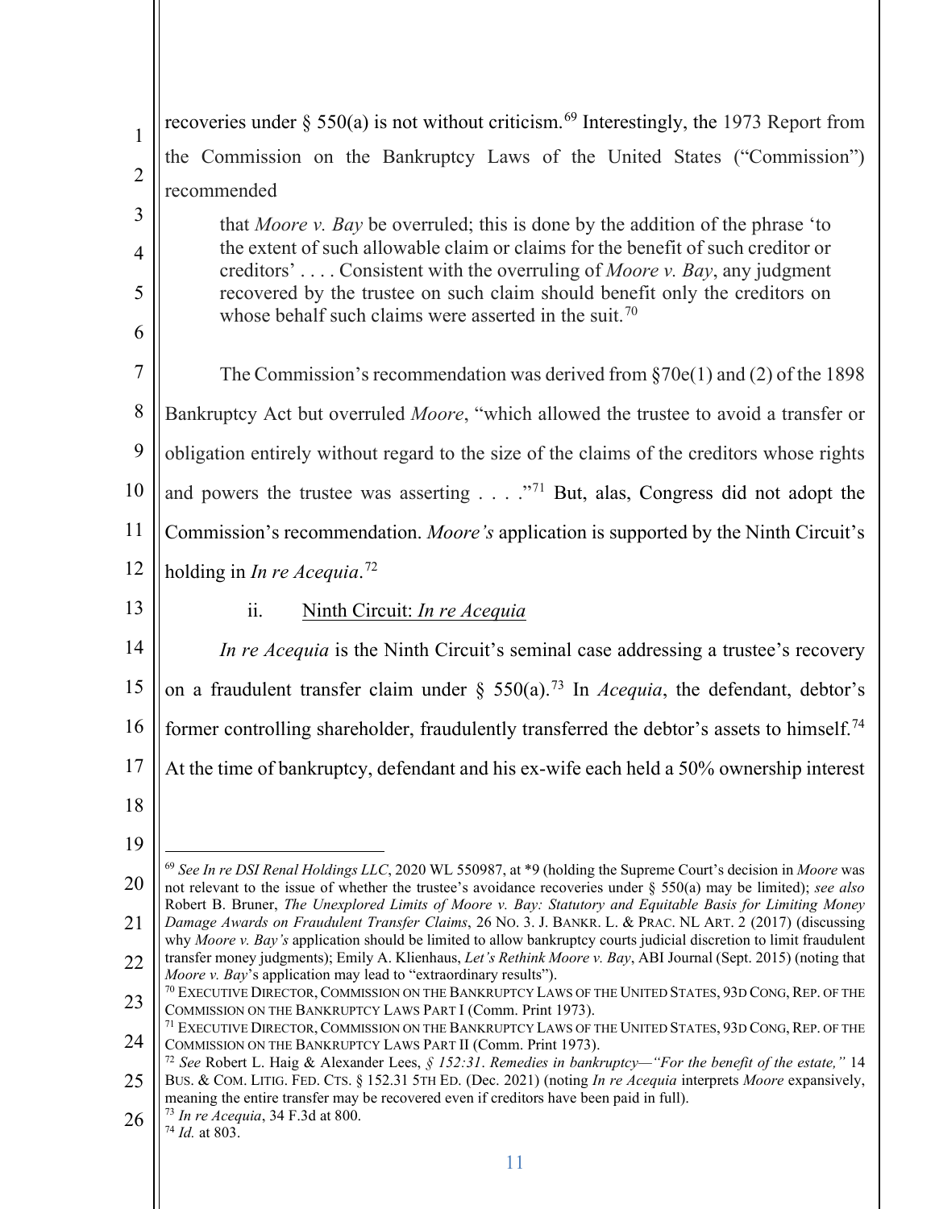recoveries under § 550(a) is not without criticism.[69] Interestingly, the 1973 Report from the Commission on the Bankruptcy Laws of the United States ("Commission") recommended

> that *Moore v. Bay* be overruled; this is done by the addition of the phrase 'to the extent of such allowable claim or claims for the benefit of such creditor or creditors' . . . . Consistent with the overruling of *Moore v. Bay*, any judgment recovered by the trustee on such claim should benefit only the creditors on whose behalf such claims were asserted in the suit.[70]

The Commission's recommendation was derived from §70e(1) and (2) of the 1898 Bankruptcy Act but overruled *Moore*, "which allowed the trustee to avoid a transfer or obligation entirely without regard to the size of the claims of the creditors whose rights and powers the trustee was asserting . . . ."[71] But, alas, Congress did not adopt the Commission's recommendation. *Moore's* application is supported by the Ninth Circuit's holding in *In re Acequia*.[72]

ii. Ninth Circuit: *In re Acequia*

*In re Acequia* is the Ninth Circuit's seminal case addressing a trustee's recovery on a fraudulent transfer claim under § 550(a).[73] In *Acequia*, the defendant, debtor's former controlling shareholder, fraudulently transferred the debtor's assets to himself.[74] At the time of bankruptcy, defendant and his ex-wife each held a 50% ownership interest

---

[69] *See In re DSI Renal Holdings LLC*, 2020 WL 550987, at *9 (holding the Supreme Court's decision in *Moore* was not relevant to the issue of whether the trustee's avoidance recoveries under § 550(a) may be limited); *see also* Robert B. Bruner, *The Unexplored Limits of Moore v. Bay: Statutory and Equitable Basis for Limiting Money Damage Awards on Fraudulent Transfer Claims*, 26 No. 3. J. Bankr. L. & Prac. NL Art. 2 (2017) (discussing why *Moore v. Bay's* application should be limited to allow bankruptcy courts judicial discretion to limit fraudulent transfer money judgments); Emily A. Klienhaus, *Let's Rethink Moore v. Bay*, ABI Journal (Sept. 2015) (noting that *Moore v. Bay*'s application may lead to "extraordinary results").

[70] Executive Director, Commission on the Bankruptcy Laws of the United States, 93d Cong, Rep. of the Commission on the Bankruptcy Laws Part I (Comm. Print 1973).

[71] Executive Director, Commission on the Bankruptcy Laws of the United States, 93d Cong, Rep. of the Commission on the Bankruptcy Laws Part II (Comm. Print 1973).

[72] *See* Robert L. Haig & Alexander Lees, *§ 152:31. Remedies in bankruptcy—"For the benefit of the estate,"* 14 Bus. & Com. Litig. Fed. Cts. § 152.31 5th Ed. (Dec. 2021) (noting *In re Acequia* interprets *Moore* expansively, meaning the entire transfer may be recovered even if creditors have been paid in full).

[73] *In re Acequia*, 34 F.3d at 800.

[74] *Id.* at 803.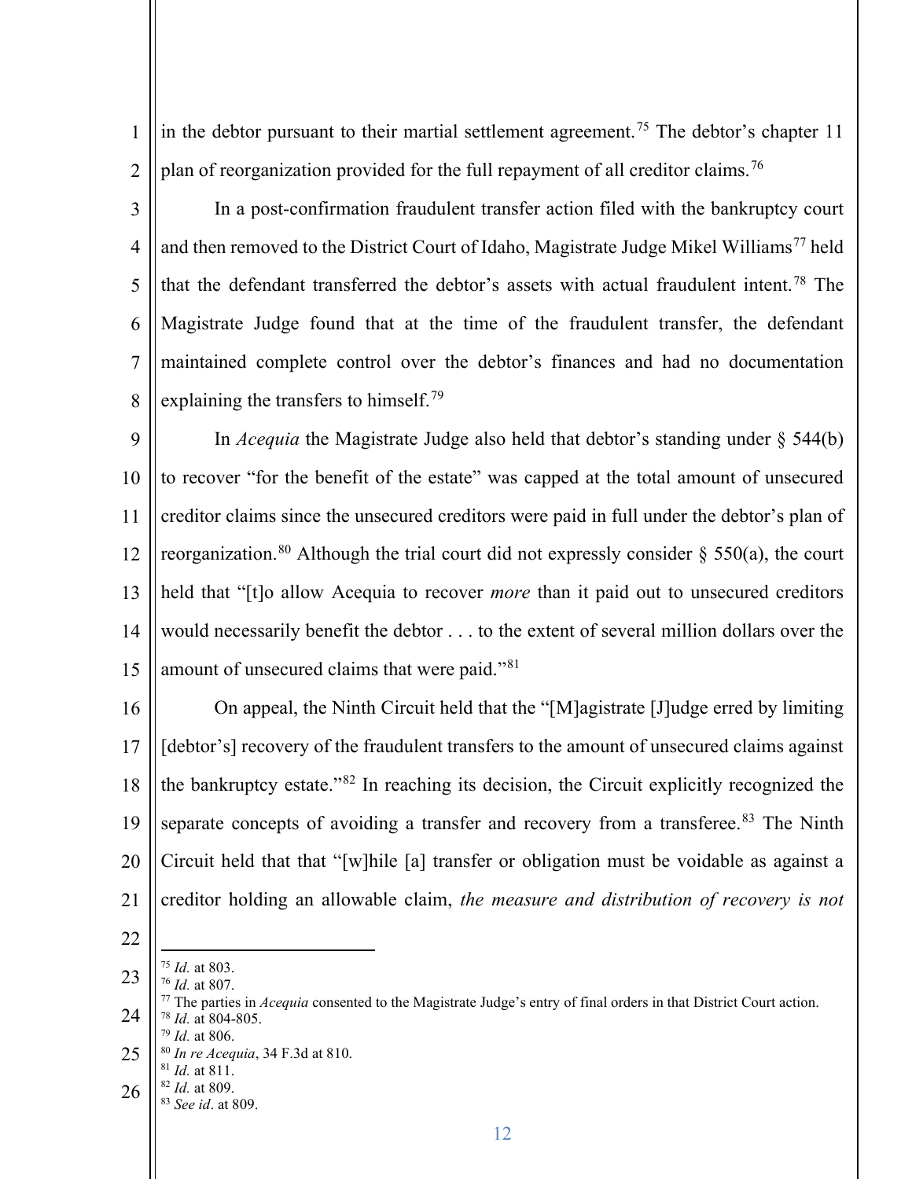in the debtor pursuant to their martial settlement agreement.[75] The debtor's chapter 11 plan of reorganization provided for the full repayment of all creditor claims.[76]

In a post-confirmation fraudulent transfer action filed with the bankruptcy court and then removed to the District Court of Idaho, Magistrate Judge Mikel Williams[77] held that the defendant transferred the debtor's assets with actual fraudulent intent.[78] The Magistrate Judge found that at the time of the fraudulent transfer, the defendant maintained complete control over the debtor's finances and had no documentation explaining the transfers to himself.[79]

In *Acequia* the Magistrate Judge also held that debtor's standing under § 544(b) to recover "for the benefit of the estate" was capped at the total amount of unsecured creditor claims since the unsecured creditors were paid in full under the debtor's plan of reorganization.[80] Although the trial court did not expressly consider § 550(a), the court held that "[t]o allow Acequia to recover *more* than it paid out to unsecured creditors would necessarily benefit the debtor . . . to the extent of several million dollars over the amount of unsecured claims that were paid."[81]

On appeal, the Ninth Circuit held that the "[M]agistrate [J]udge erred by limiting [debtor's] recovery of the fraudulent transfers to the amount of unsecured claims against the bankruptcy estate."[82] In reaching its decision, the Circuit explicitly recognized the separate concepts of avoiding a transfer and recovery from a transferee.[83] The Ninth Circuit held that that "[w]hile [a] transfer or obligation must be voidable as against a creditor holding an allowable claim, *the measure and distribution of recovery is not*

---

[75] *Id.* at 803.
[76] *Id.* at 807.
[77] The parties in *Acequia* consented to the Magistrate Judge's entry of final orders in that District Court action.
[78] *Id.* at 804-805.
[79] *Id.* at 806.
[80] *In re Acequia*, 34 F.3d at 810.
[81] *Id.* at 811.
[82] *Id.* at 809.
[83] *See id*. at 809.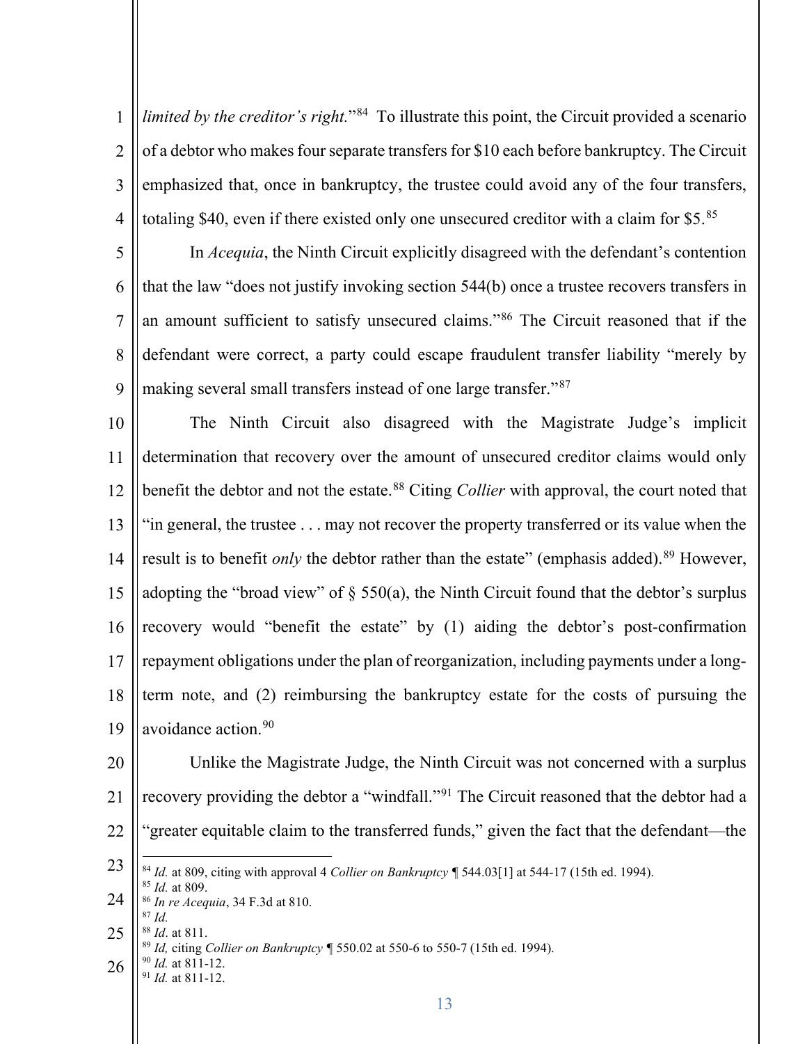*limited by the creditor's right.*"[84] To illustrate this point, the Circuit provided a scenario of a debtor who makes four separate transfers for $10 each before bankruptcy. The Circuit emphasized that, once in bankruptcy, the trustee could avoid any of the four transfers, totaling $40, even if there existed only one unsecured creditor with a claim for $5.[85]

In *Acequia*, the Ninth Circuit explicitly disagreed with the defendant's contention that the law "does not justify invoking section 544(b) once a trustee recovers transfers in an amount sufficient to satisfy unsecured claims."[86] The Circuit reasoned that if the defendant were correct, a party could escape fraudulent transfer liability "merely by making several small transfers instead of one large transfer."[87]

The Ninth Circuit also disagreed with the Magistrate Judge's implicit determination that recovery over the amount of unsecured creditor claims would only benefit the debtor and not the estate.[88] Citing *Collier* with approval, the court noted that "in general, the trustee . . . may not recover the property transferred or its value when the result is to benefit *only* the debtor rather than the estate" (emphasis added).[89] However, adopting the "broad view" of § 550(a), the Ninth Circuit found that the debtor's surplus recovery would "benefit the estate" by (1) aiding the debtor's post-confirmation repayment obligations under the plan of reorganization, including payments under a long-term note, and (2) reimbursing the bankruptcy estate for the costs of pursuing the avoidance action.[90]

Unlike the Magistrate Judge, the Ninth Circuit was not concerned with a surplus recovery providing the debtor a "windfall."[91] The Circuit reasoned that the debtor had a "greater equitable claim to the transferred funds," given the fact that the defendant—the

---

[84] *Id.* at 809, citing with approval 4 *Collier on Bankruptcy* ¶ 544.03[1] at 544-17 (15th ed. 1994).
[85] *Id.* at 809.
[86] *In re Acequia*, 34 F.3d at 810.
[87] *Id.*
[88] *Id*. at 811.
[89] *Id,* citing *Collier on Bankruptcy* ¶ 550.02 at 550-6 to 550-7 (15th ed. 1994).
[90] *Id.* at 811-12.
[91] *Id.* at 811-12.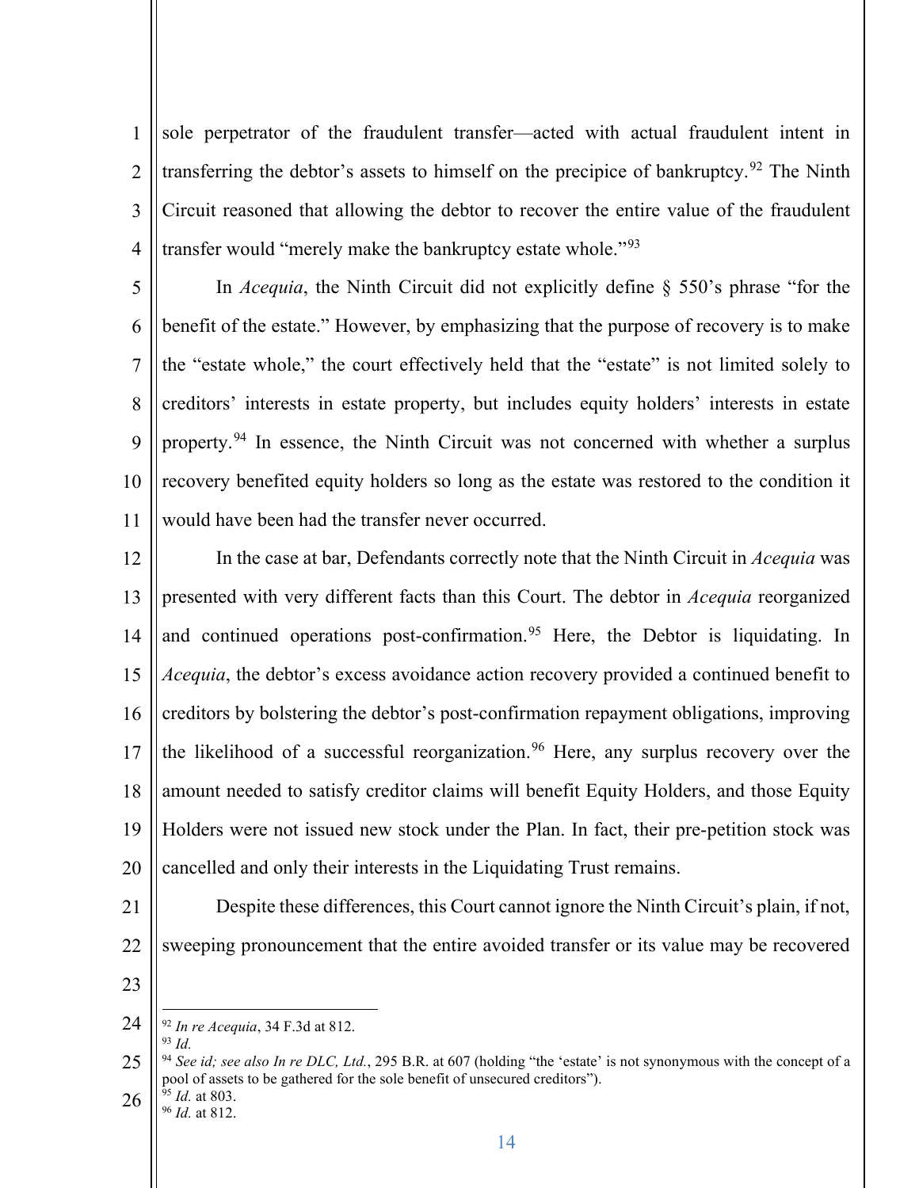sole perpetrator of the fraudulent transfer—acted with actual fraudulent intent in transferring the debtor's assets to himself on the precipice of bankruptcy.[92] The Ninth Circuit reasoned that allowing the debtor to recover the entire value of the fraudulent transfer would "merely make the bankruptcy estate whole."[93]

In *Acequia*, the Ninth Circuit did not explicitly define § 550's phrase "for the benefit of the estate." However, by emphasizing that the purpose of recovery is to make the "estate whole," the court effectively held that the "estate" is not limited solely to creditors' interests in estate property, but includes equity holders' interests in estate property.[94] In essence, the Ninth Circuit was not concerned with whether a surplus recovery benefited equity holders so long as the estate was restored to the condition it would have been had the transfer never occurred.

In the case at bar, Defendants correctly note that the Ninth Circuit in *Acequia* was presented with very different facts than this Court. The debtor in *Acequia* reorganized and continued operations post-confirmation.[95] Here, the Debtor is liquidating. In *Acequia*, the debtor's excess avoidance action recovery provided a continued benefit to creditors by bolstering the debtor's post-confirmation repayment obligations, improving the likelihood of a successful reorganization.[96] Here, any surplus recovery over the amount needed to satisfy creditor claims will benefit Equity Holders, and those Equity Holders were not issued new stock under the Plan. In fact, their pre-petition stock was cancelled and only their interests in the Liquidating Trust remains.

Despite these differences, this Court cannot ignore the Ninth Circuit's plain, if not, sweeping pronouncement that the entire avoided transfer or its value may be recovered

---

[92] *In re Acequia*, 34 F.3d at 812.

[93] *Id.*

[94] *See id; see also In re DLC, Ltd.*, 295 B.R. at 607 (holding "the 'estate' is not synonymous with the concept of a pool of assets to be gathered for the sole benefit of unsecured creditors").

[95] *Id.* at 803.

[96] *Id.* at 812.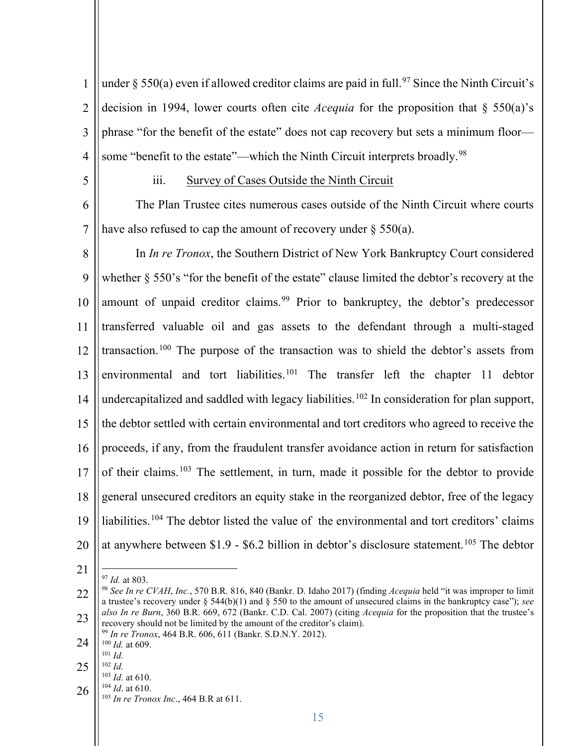under § 550(a) even if allowed creditor claims are paid in full.[97] Since the Ninth Circuit's decision in 1994, lower courts often cite *Acequia* for the proposition that § 550(a)'s phrase "for the benefit of the estate" does not cap recovery but sets a minimum floor—some "benefit to the estate"—which the Ninth Circuit interprets broadly.[98]

iii. Survey of Cases Outside the Ninth Circuit

The Plan Trustee cites numerous cases outside of the Ninth Circuit where courts have also refused to cap the amount of recovery under § 550(a).

In *In re Tronox*, the Southern District of New York Bankruptcy Court considered whether § 550's "for the benefit of the estate" clause limited the debtor's recovery at the amount of unpaid creditor claims.[99] Prior to bankruptcy, the debtor's predecessor transferred valuable oil and gas assets to the defendant through a multi-staged transaction.[100] The purpose of the transaction was to shield the debtor's assets from environmental and tort liabilities.[101] The transfer left the chapter 11 debtor undercapitalized and saddled with legacy liabilities.[102] In consideration for plan support, the debtor settled with certain environmental and tort creditors who agreed to receive the proceeds, if any, from the fraudulent transfer avoidance action in return for satisfaction of their claims.[103] The settlement, in turn, made it possible for the debtor to provide general unsecured creditors an equity stake in the reorganized debtor, free of the legacy liabilities.[104] The debtor listed the value of the environmental and tort creditors' claims at anywhere between \$1.9 - \$6.2 billion in debtor's disclosure statement.[105] The debtor

---

[97] *Id.* at 803.

[98] *See In re CVAH, Inc.*, 570 B.R. 816, 840 (Bankr. D. Idaho 2017) (finding *Acequia* held "it was improper to limit a trustee's recovery under § 544(b)(1) and § 550 to the amount of unsecured claims in the bankruptcy case"); *see also In re Burn*, 360 B.R. 669, 672 (Bankr. C.D. Cal. 2007) (citing *Acequia* for the proposition that the trustee's recovery should not be limited by the amount of the creditor's claim).

[99] *In re Tronox*, 464 B.R. 606, 611 (Bankr. S.D.N.Y. 2012).

[100] *Id.* at 609.

[101] *Id.*

[102] *Id.*

[103] *Id.* at 610.

[104] *Id*. at 610.

[105] *In re Tronox Inc.*, 464 B.R at 611.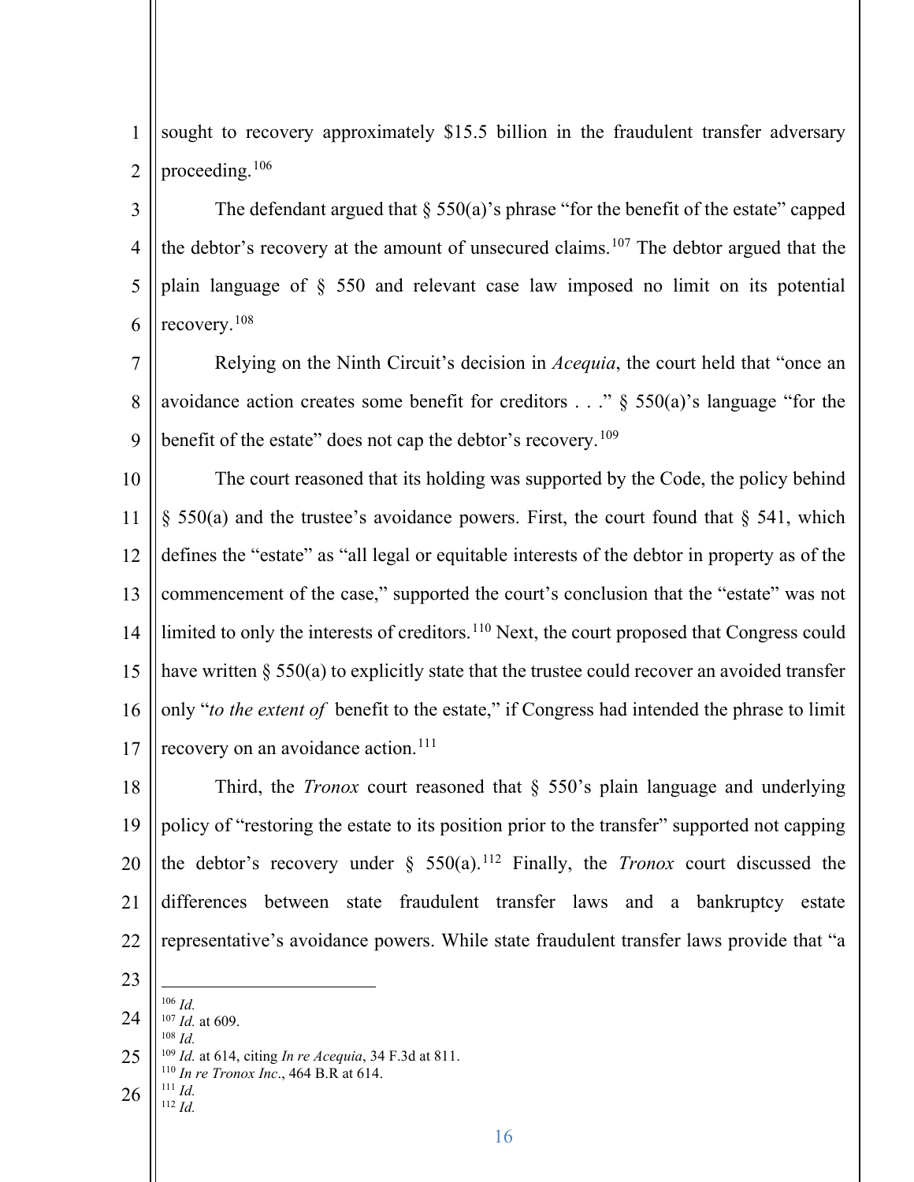sought to recovery approximately $15.5 billion in the fraudulent transfer adversary proceeding.[106]

The defendant argued that § 550(a)'s phrase "for the benefit of the estate" capped the debtor's recovery at the amount of unsecured claims.[107] The debtor argued that the plain language of § 550 and relevant case law imposed no limit on its potential recovery.[108]

Relying on the Ninth Circuit's decision in *Acequia*, the court held that "once an avoidance action creates some benefit for creditors . . ." § 550(a)'s language "for the benefit of the estate" does not cap the debtor's recovery.[109]

The court reasoned that its holding was supported by the Code, the policy behind § 550(a) and the trustee's avoidance powers. First, the court found that § 541, which defines the "estate" as "all legal or equitable interests of the debtor in property as of the commencement of the case," supported the court's conclusion that the "estate" was not limited to only the interests of creditors.[110] Next, the court proposed that Congress could have written § 550(a) to explicitly state that the trustee could recover an avoided transfer only "*to the extent of* benefit to the estate," if Congress had intended the phrase to limit recovery on an avoidance action.[111]

Third, the *Tronox* court reasoned that § 550's plain language and underlying policy of "restoring the estate to its position prior to the transfer" supported not capping the debtor's recovery under § 550(a).[112] Finally, the *Tronox* court discussed the differences between state fraudulent transfer laws and a bankruptcy estate representative's avoidance powers. While state fraudulent transfer laws provide that "a

---

[106] *Id.*
[107] *Id.* at 609.
[108] *Id.*
[109] *Id.* at 614, citing *In re Acequia*, 34 F.3d at 811.
[110] *In re Tronox Inc*., 464 B.R at 614.
[111] *Id.*
[112] *Id.*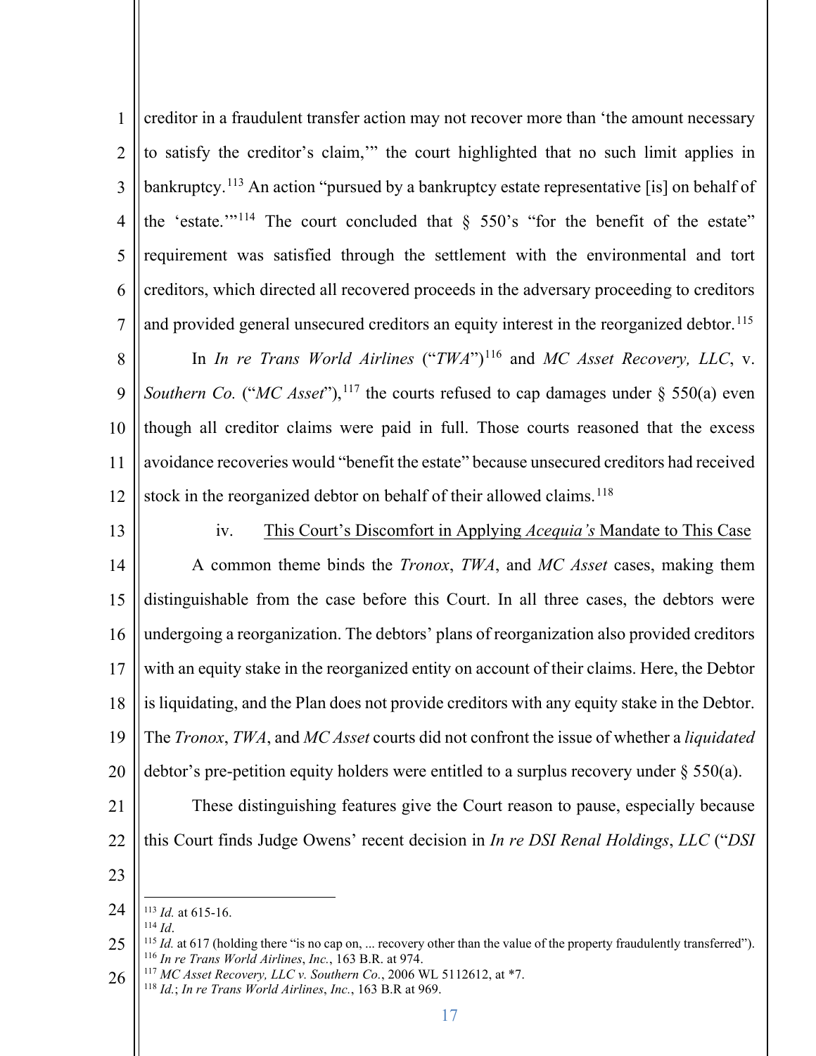creditor in a fraudulent transfer action may not recover more than 'the amount necessary to satisfy the creditor's claim,'" the court highlighted that no such limit applies in bankruptcy.[113] An action "pursued by a bankruptcy estate representative [is] on behalf of the 'estate.'"[114] The court concluded that § 550's "for the benefit of the estate" requirement was satisfied through the settlement with the environmental and tort creditors, which directed all recovered proceeds in the adversary proceeding to creditors and provided general unsecured creditors an equity interest in the reorganized debtor.[115]

In *In re Trans World Airlines* ("*TWA*")[116] and *MC Asset Recovery, LLC*, v. *Southern Co.* ("*MC Asset*"),[117] the courts refused to cap damages under § 550(a) even though all creditor claims were paid in full. Those courts reasoned that the excess avoidance recoveries would "benefit the estate" because unsecured creditors had received stock in the reorganized debtor on behalf of their allowed claims.[118]

iv. This Court's Discomfort in Applying *Acequia's* Mandate to This Case

A common theme binds the *Tronox*, *TWA*, and *MC Asset* cases, making them distinguishable from the case before this Court. In all three cases, the debtors were undergoing a reorganization. The debtors' plans of reorganization also provided creditors with an equity stake in the reorganized entity on account of their claims. Here, the Debtor is liquidating, and the Plan does not provide creditors with any equity stake in the Debtor. The *Tronox*, *TWA*, and *MC Asset* courts did not confront the issue of whether a *liquidated* debtor's pre-petition equity holders were entitled to a surplus recovery under § 550(a).

These distinguishing features give the Court reason to pause, especially because this Court finds Judge Owens' recent decision in *In re DSI Renal Holdings*, *LLC* ("*DSI*

---

[113] *Id.* at 615-16.
[114] *Id*.
[115] *Id.* at 617 (holding there "is no cap on, ... recovery other than the value of the property fraudulently transferred").
[116] *In re Trans World Airlines*, *Inc.*, 163 B.R. at 974.
[117] *MC Asset Recovery, LLC v. Southern Co.*, 2006 WL 5112612, at *7.
[118] *Id.*; *In re Trans World Airlines*, *Inc.*, 163 B.R at 969.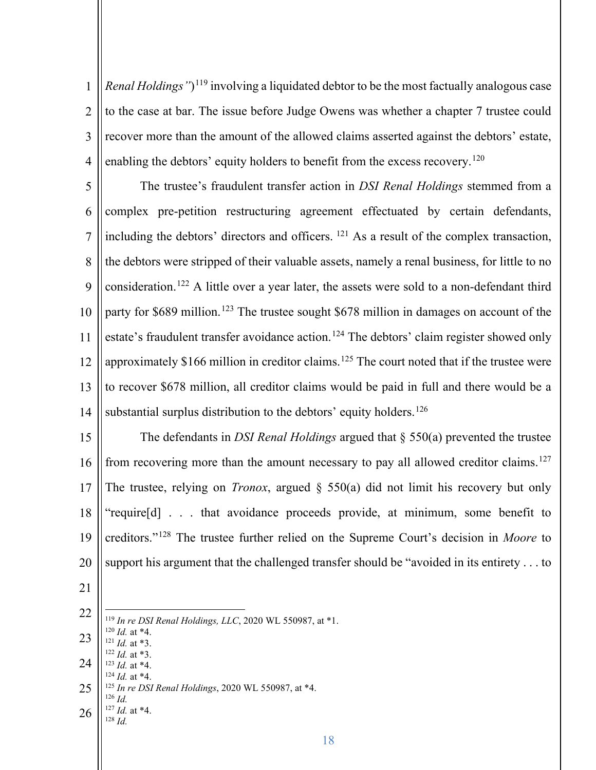*Renal Holdings"*)[119] involving a liquidated debtor to be the most factually analogous case to the case at bar. The issue before Judge Owens was whether a chapter 7 trustee could recover more than the amount of the allowed claims asserted against the debtors' estate, enabling the debtors' equity holders to benefit from the excess recovery.[120]

The trustee's fraudulent transfer action in *DSI Renal Holdings* stemmed from a complex pre-petition restructuring agreement effectuated by certain defendants, including the debtors' directors and officers. [121] As a result of the complex transaction, the debtors were stripped of their valuable assets, namely a renal business, for little to no consideration.[122] A little over a year later, the assets were sold to a non-defendant third party for $689 million.[123] The trustee sought $678 million in damages on account of the estate's fraudulent transfer avoidance action.[124] The debtors' claim register showed only approximately $166 million in creditor claims.[125] The court noted that if the trustee were to recover $678 million, all creditor claims would be paid in full and there would be a substantial surplus distribution to the debtors' equity holders.[126]

The defendants in *DSI Renal Holdings* argued that § 550(a) prevented the trustee from recovering more than the amount necessary to pay all allowed creditor claims.[127] The trustee, relying on *Tronox*, argued § 550(a) did not limit his recovery but only "require[d] . . . that avoidance proceeds provide, at minimum, some benefit to creditors."[128] The trustee further relied on the Supreme Court's decision in *Moore* to support his argument that the challenged transfer should be "avoided in its entirety . . . to

---

[119] *In re DSI Renal Holdings, LLC*, 2020 WL 550987, at *1.
[120] *Id.* at *4.
[121] *Id.* at *3.
[122] *Id.* at *3.
[123] *Id.* at *4.
[124] *Id.* at *4.
[125] *In re DSI Renal Holdings*, 2020 WL 550987, at *4.
[126] *Id.*
[127] *Id.* at *4.
[128] *Id.*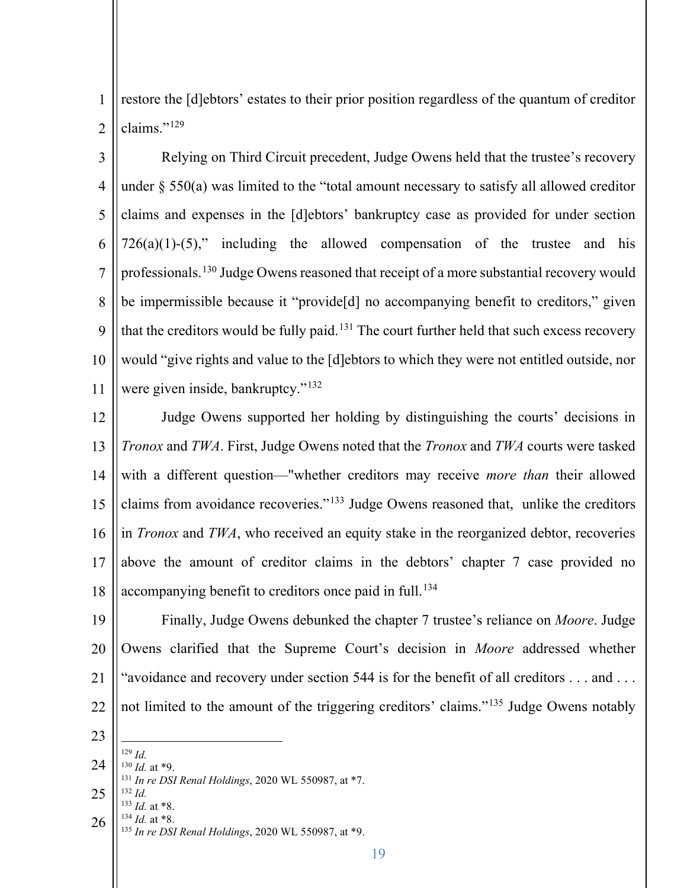restore the [d]ebtors' estates to their prior position regardless of the quantum of creditor claims."[129]

Relying on Third Circuit precedent, Judge Owens held that the trustee's recovery under § 550(a) was limited to the "total amount necessary to satisfy all allowed creditor claims and expenses in the [d]ebtors' bankruptcy case as provided for under section 726(a)(1)-(5)," including the allowed compensation of the trustee and his professionals.[130] Judge Owens reasoned that receipt of a more substantial recovery would be impermissible because it "provide[d] no accompanying benefit to creditors," given that the creditors would be fully paid.[131] The court further held that such excess recovery would "give rights and value to the [d]ebtors to which they were not entitled outside, nor were given inside, bankruptcy."[132]

Judge Owens supported her holding by distinguishing the courts' decisions in *Tronox* and *TWA*. First, Judge Owens noted that the *Tronox* and *TWA* courts were tasked with a different question—"whether creditors may receive *more than* their allowed claims from avoidance recoveries."[133] Judge Owens reasoned that, unlike the creditors in *Tronox* and *TWA*, who received an equity stake in the reorganized debtor, recoveries above the amount of creditor claims in the debtors' chapter 7 case provided no accompanying benefit to creditors once paid in full.[134]

Finally, Judge Owens debunked the chapter 7 trustee's reliance on *Moore*. Judge Owens clarified that the Supreme Court's decision in *Moore* addressed whether "avoidance and recovery under section 544 is for the benefit of all creditors . . . and . . . not limited to the amount of the triggering creditors' claims."[135] Judge Owens notably

---

[129] *Id.*
[130] *Id.* at *9.
[131] *In re DSI Renal Holdings*, 2020 WL 550987, at *7.
[132] *Id.*
[133] *Id.* at *8.
[134] *Id.* at *8.
[135] *In re DSI Renal Holdings*, 2020 WL 550987, at *9.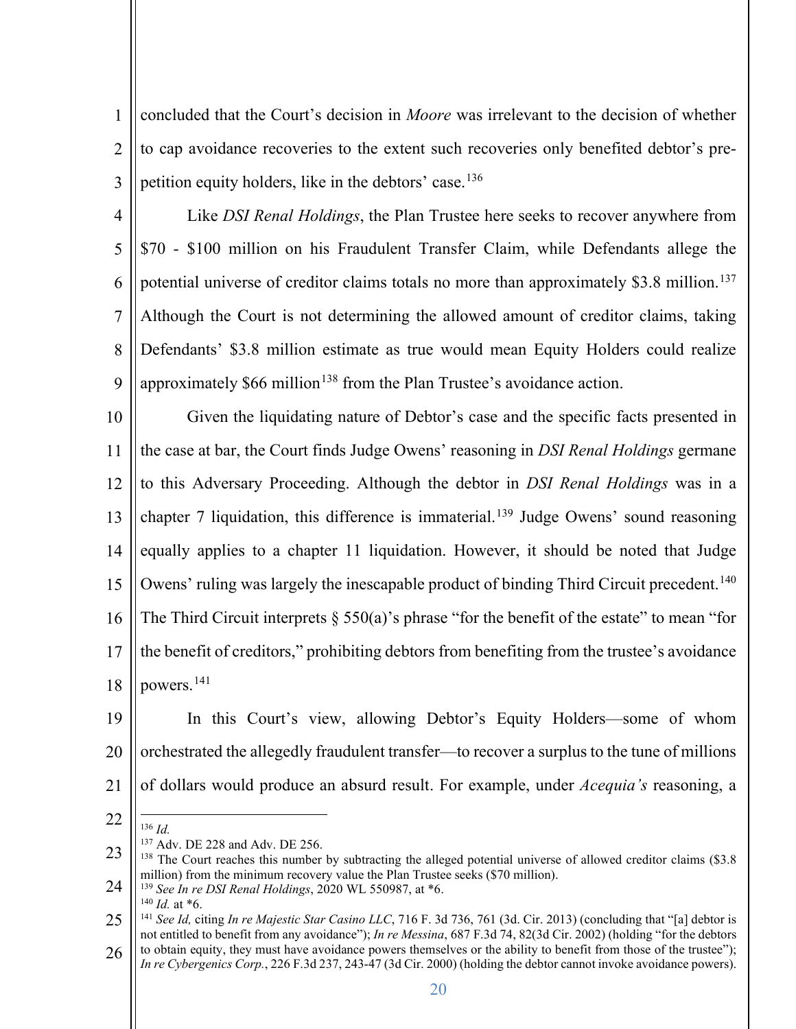concluded that the Court's decision in *Moore* was irrelevant to the decision of whether to cap avoidance recoveries to the extent such recoveries only benefited debtor's pre-petition equity holders, like in the debtors' case.[136]

Like *DSI Renal Holdings*, the Plan Trustee here seeks to recover anywhere from $70 - $100 million on his Fraudulent Transfer Claim, while Defendants allege the potential universe of creditor claims totals no more than approximately $3.8 million.[137] Although the Court is not determining the allowed amount of creditor claims, taking Defendants' $3.8 million estimate as true would mean Equity Holders could realize approximately $66 million[138] from the Plan Trustee's avoidance action.

Given the liquidating nature of Debtor's case and the specific facts presented in the case at bar, the Court finds Judge Owens' reasoning in *DSI Renal Holdings* germane to this Adversary Proceeding. Although the debtor in *DSI Renal Holdings* was in a chapter 7 liquidation, this difference is immaterial.[139] Judge Owens' sound reasoning equally applies to a chapter 11 liquidation. However, it should be noted that Judge Owens' ruling was largely the inescapable product of binding Third Circuit precedent.[140] The Third Circuit interprets § 550(a)'s phrase "for the benefit of the estate" to mean "for the benefit of creditors," prohibiting debtors from benefiting from the trustee's avoidance powers.[141]

In this Court's view, allowing Debtor's Equity Holders—some of whom orchestrated the allegedly fraudulent transfer—to recover a surplus to the tune of millions of dollars would produce an absurd result. For example, under *Acequia's* reasoning, a

---

[136] *Id.*

[137] Adv. DE 228 and Adv. DE 256.

[138] The Court reaches this number by subtracting the alleged potential universe of allowed creditor claims ($3.8 million) from the minimum recovery value the Plan Trustee seeks ($70 million).

[139] *See In re DSI Renal Holdings*, 2020 WL 550987, at *6.

[140] *Id.* at *6.

[141] *See Id,* citing *In re Majestic Star Casino LLC*, 716 F. 3d 736, 761 (3d. Cir. 2013) (concluding that "[a] debtor is not entitled to benefit from any avoidance"); *In re Messina*, 687 F.3d 74, 82(3d Cir. 2002) (holding "for the debtors to obtain equity, they must have avoidance powers themselves or the ability to benefit from those of the trustee"); *In re Cybergenics Corp.*, 226 F.3d 237, 243-47 (3d Cir. 2000) (holding the debtor cannot invoke avoidance powers).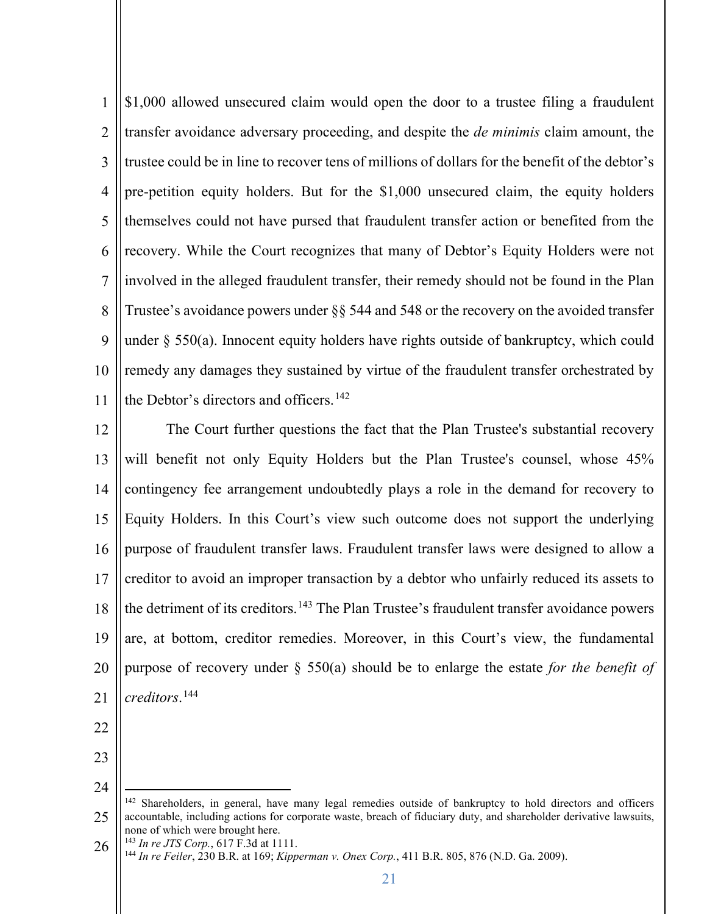$1,000 allowed unsecured claim would open the door to a trustee filing a fraudulent transfer avoidance adversary proceeding, and despite the *de minimis* claim amount, the trustee could be in line to recover tens of millions of dollars for the benefit of the debtor's pre-petition equity holders. But for the $1,000 unsecured claim, the equity holders themselves could not have pursed that fraudulent transfer action or benefited from the recovery. While the Court recognizes that many of Debtor's Equity Holders were not involved in the alleged fraudulent transfer, their remedy should not be found in the Plan Trustee's avoidance powers under §§ 544 and 548 or the recovery on the avoided transfer under § 550(a). Innocent equity holders have rights outside of bankruptcy, which could remedy any damages they sustained by virtue of the fraudulent transfer orchestrated by the Debtor's directors and officers.[142]

The Court further questions the fact that the Plan Trustee's substantial recovery will benefit not only Equity Holders but the Plan Trustee's counsel, whose 45% contingency fee arrangement undoubtedly plays a role in the demand for recovery to Equity Holders. In this Court's view such outcome does not support the underlying purpose of fraudulent transfer laws. Fraudulent transfer laws were designed to allow a creditor to avoid an improper transaction by a debtor who unfairly reduced its assets to the detriment of its creditors.[143] The Plan Trustee's fraudulent transfer avoidance powers are, at bottom, creditor remedies. Moreover, in this Court's view, the fundamental purpose of recovery under § 550(a) should be to enlarge the estate *for the benefit of creditors*.[144]

---

[142] Shareholders, in general, have many legal remedies outside of bankruptcy to hold directors and officers accountable, including actions for corporate waste, breach of fiduciary duty, and shareholder derivative lawsuits, none of which were brought here.

[143] *In re JTS Corp.*, 617 F.3d at 1111.

[144] *In re Feiler*, 230 B.R. at 169; *Kipperman v. Onex Corp.*, 411 B.R. 805, 876 (N.D. Ga. 2009).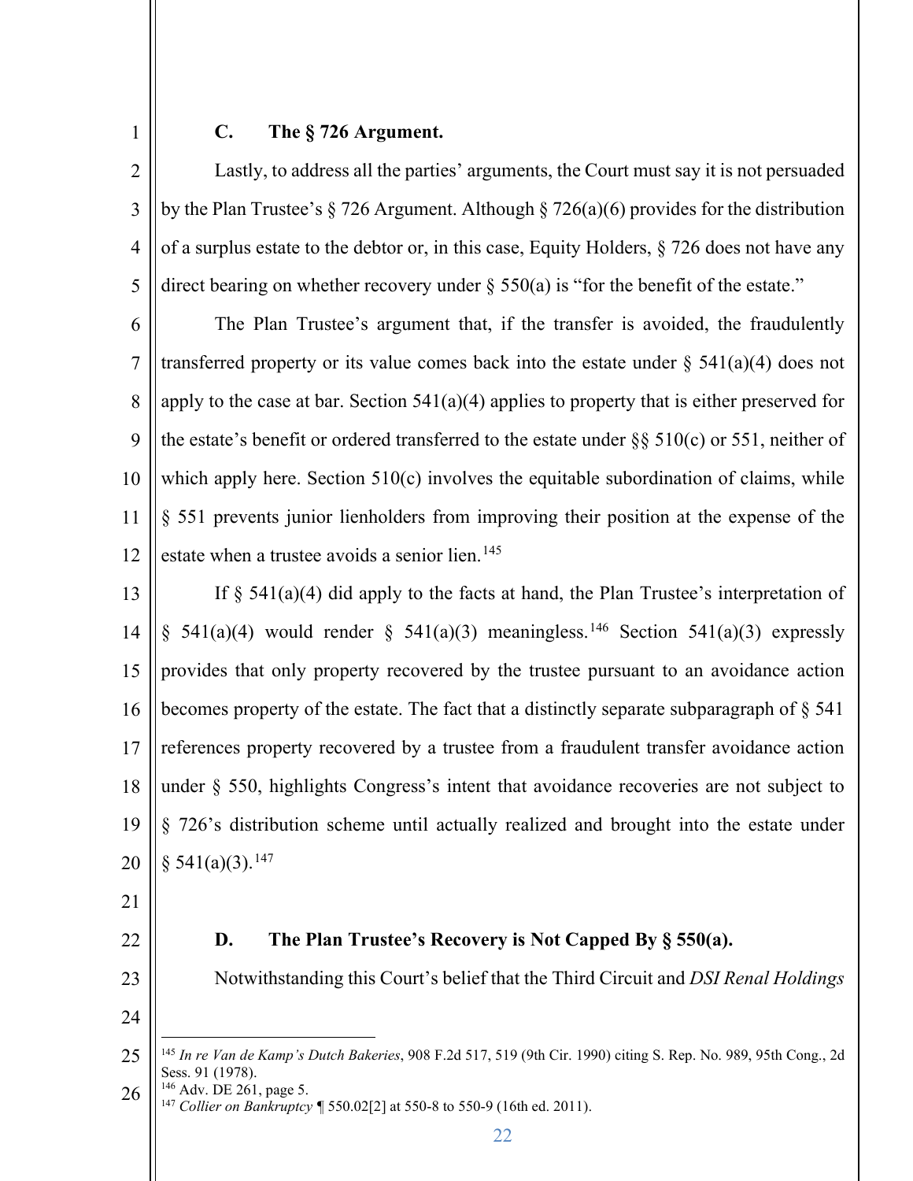### C. The § 726 Argument.

Lastly, to address all the parties' arguments, the Court must say it is not persuaded by the Plan Trustee's § 726 Argument. Although § 726(a)(6) provides for the distribution of a surplus estate to the debtor or, in this case, Equity Holders, § 726 does not have any direct bearing on whether recovery under § 550(a) is "for the benefit of the estate."

The Plan Trustee's argument that, if the transfer is avoided, the fraudulently transferred property or its value comes back into the estate under § 541(a)(4) does not apply to the case at bar. Section 541(a)(4) applies to property that is either preserved for the estate's benefit or ordered transferred to the estate under §§ 510(c) or 551, neither of which apply here. Section 510(c) involves the equitable subordination of claims, while § 551 prevents junior lienholders from improving their position at the expense of the estate when a trustee avoids a senior lien.[145]

If § 541(a)(4) did apply to the facts at hand, the Plan Trustee's interpretation of § 541(a)(4) would render § 541(a)(3) meaningless.[146] Section 541(a)(3) expressly provides that only property recovered by the trustee pursuant to an avoidance action becomes property of the estate. The fact that a distinctly separate subparagraph of § 541 references property recovered by a trustee from a fraudulent transfer avoidance action under § 550, highlights Congress's intent that avoidance recoveries are not subject to § 726's distribution scheme until actually realized and brought into the estate under § 541(a)(3).[147]

### D. The Plan Trustee's Recovery is Not Capped By § 550(a).

Notwithstanding this Court's belief that the Third Circuit and *DSI Renal Holdings*

---

[145] *In re Van de Kamp's Dutch Bakeries*, 908 F.2d 517, 519 (9th Cir. 1990) citing S. Rep. No. 989, 95th Cong., 2d Sess. 91 (1978).

[146] Adv. DE 261, page 5.

[147] *Collier on Bankruptcy* ¶ 550.02[2] at 550-8 to 550-9 (16th ed. 2011).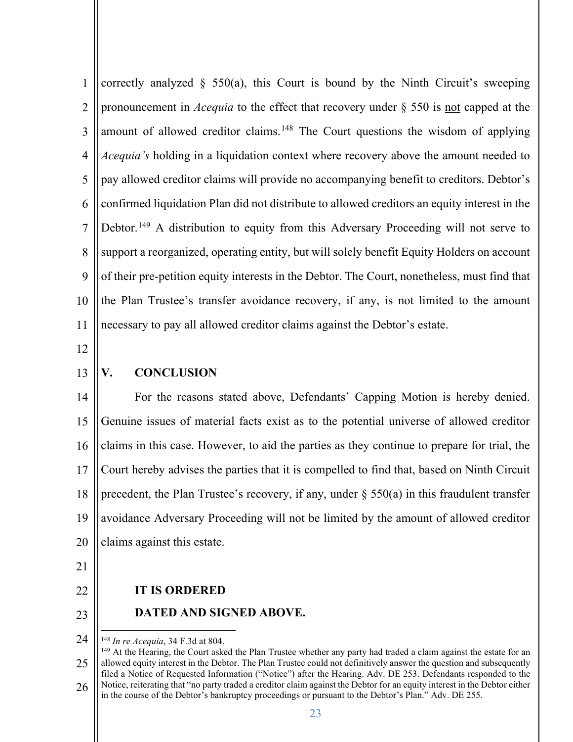correctly analyzed § 550(a), this Court is bound by the Ninth Circuit's sweeping pronouncement in *Acequia* to the effect that recovery under § 550 is <u>not</u> capped at the amount of allowed creditor claims.[148] The Court questions the wisdom of applying *Acequia's* holding in a liquidation context where recovery above the amount needed to pay allowed creditor claims will provide no accompanying benefit to creditors. Debtor's confirmed liquidation Plan did not distribute to allowed creditors an equity interest in the Debtor.[149] A distribution to equity from this Adversary Proceeding will not serve to support a reorganized, operating entity, but will solely benefit Equity Holders on account of their pre-petition equity interests in the Debtor. The Court, nonetheless, must find that the Plan Trustee's transfer avoidance recovery, if any, is not limited to the amount necessary to pay all allowed creditor claims against the Debtor's estate.

## V. CONCLUSION

For the reasons stated above, Defendants' Capping Motion is hereby denied. Genuine issues of material facts exist as to the potential universe of allowed creditor claims in this case. However, to aid the parties as they continue to prepare for trial, the Court hereby advises the parties that it is compelled to find that, based on Ninth Circuit precedent, the Plan Trustee's recovery, if any, under § 550(a) in this fraudulent transfer avoidance Adversary Proceeding will not be limited by the amount of allowed creditor claims against this estate.

**IT IS ORDERED**

**DATED AND SIGNED ABOVE.**

---

[148] *In re Acequia*, 34 F.3d at 804.

[149] At the Hearing, the Court asked the Plan Trustee whether any party had traded a claim against the estate for an allowed equity interest in the Debtor. The Plan Trustee could not definitively answer the question and subsequently filed a Notice of Requested Information ("Notice") after the Hearing. Adv. DE 253. Defendants responded to the Notice, reiterating that "no party traded a creditor claim against the Debtor for an equity interest in the Debtor either in the course of the Debtor's bankruptcy proceedings or pursuant to the Debtor's Plan." Adv. DE 255.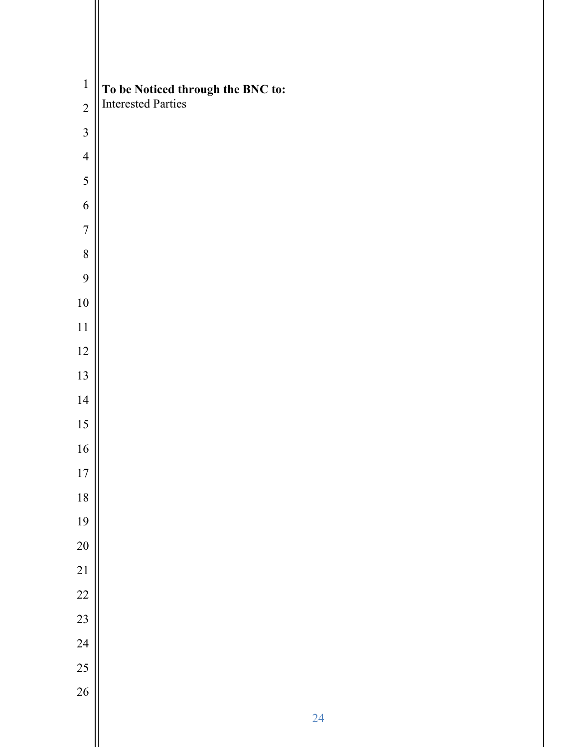**To be Noticed through the BNC to:**
Interested Parties